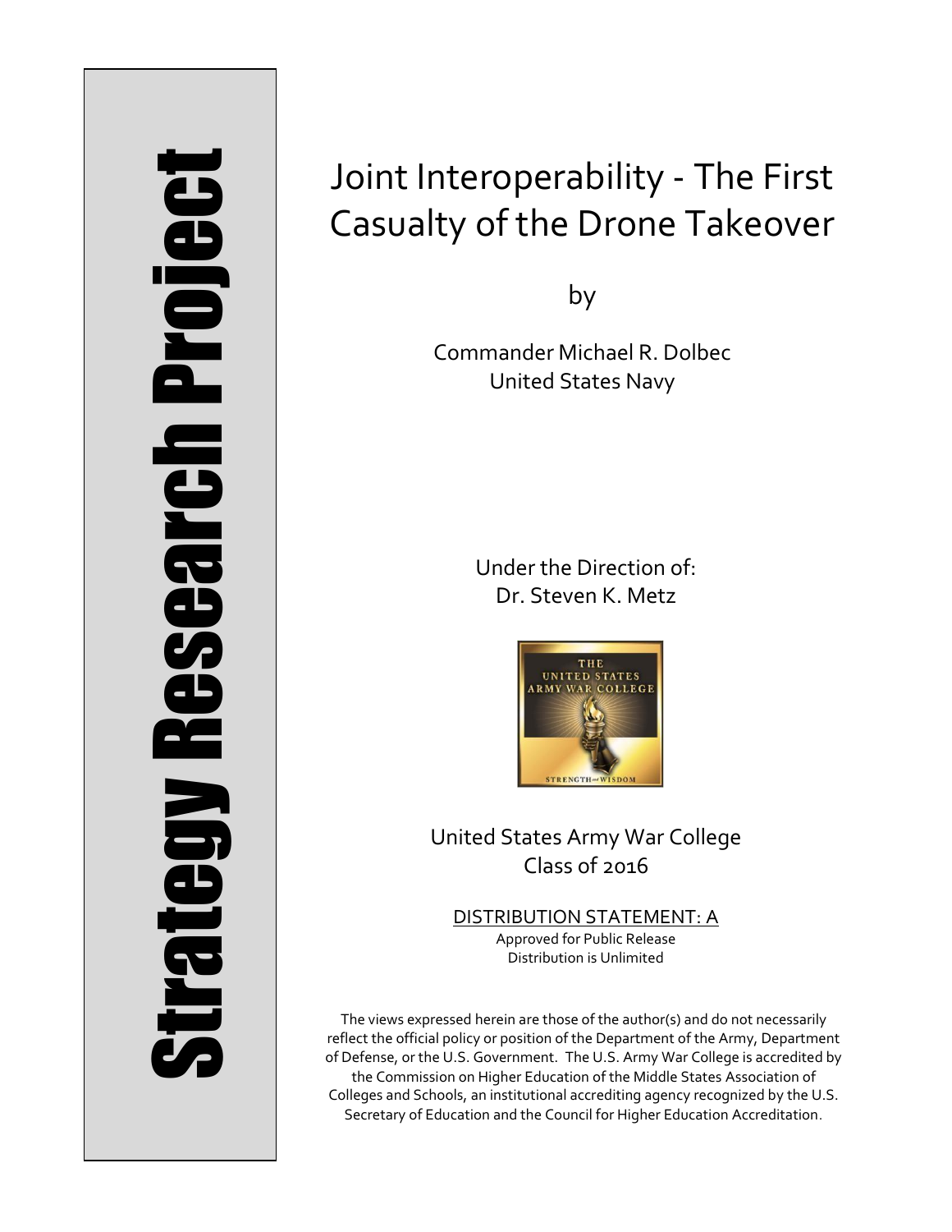**Strategy Research Project**

# Joint Interoperability - The First Casualty of the Drone Takeover

by

Commander Michael R. Dolbec
United States Navy

Under the Direction of:
Dr. Steven K. Metz

United States Army War College
Class of 2016

DISTRIBUTION STATEMENT: A
Approved for Public Release
Distribution is Unlimited

The views expressed herein are those of the author(s) and do not necessarily reflect the official policy or position of the Department of the Army, Department of Defense, or the U.S. Government. The U.S. Army War College is accredited by the Commission on Higher Education of the Middle States Association of Colleges and Schools, an institutional accrediting agency recognized by the U.S. Secretary of Education and the Council for Higher Education Accreditation.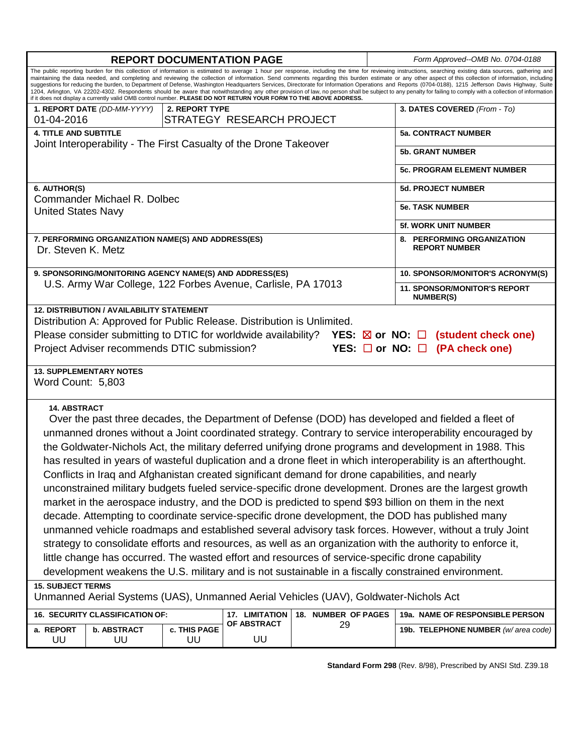# REPORT DOCUMENTATION PAGE

*Form Approved--OMB No. 0704-0188*

The public reporting burden for this collection of information is estimated to average 1 hour per response, including the time for reviewing instructions, searching existing data sources, gathering and maintaining the data needed, and completing and reviewing the collection of information. Send comments regarding this burden estimate or any other aspect of this collection of information, including suggestions for reducing the burden, to Department of Defense, Washington Headquarters Services, Directorate for Information Operations and Reports (0704-0188), 1215 Jefferson Davis Highway, Suite 1204, Arlington, VA 22202-4302. Respondents should be aware that notwithstanding any other provision of law, no person shall be subject to any penalty for failing to comply with a collection of information if it does not display a currently valid OMB control number. **PLEASE DO NOT RETURN YOUR FORM TO THE ABOVE ADDRESS.**

| **1. REPORT DATE** *(DD-MM-YYYY)* | **2. REPORT TYPE** | **3. DATES COVERED** *(From - To)* |
|---|---|---|
| 01-04-2016 | STRATEGY RESEARCH PROJECT | |

**4. TITLE AND SUBTITLE**
Joint Interoperability - The First Casualty of the Drone Takeover

**5a. CONTRACT NUMBER**

**5b. GRANT NUMBER**

**5c. PROGRAM ELEMENT NUMBER**

**6. AUTHOR(S)**
Commander Michael R. Dolbec
United States Navy

**5d. PROJECT NUMBER**

**5e. TASK NUMBER**

**5f. WORK UNIT NUMBER**

**7. PERFORMING ORGANIZATION NAME(S) AND ADDRESS(ES)**
Dr. Steven K. Metz

**8. PERFORMING ORGANIZATION REPORT NUMBER**

**9. SPONSORING/MONITORING AGENCY NAME(S) AND ADDRESS(ES)**
U.S. Army War College, 122 Forbes Avenue, Carlisle, PA 17013

**10. SPONSOR/MONITOR'S ACRONYM(S)**

**11. SPONSOR/MONITOR'S REPORT NUMBER(S)**

**12. DISTRIBUTION / AVAILABILITY STATEMENT**
Distribution A: Approved for Public Release. Distribution is Unlimited.
Please consider submitting to DTIC for worldwide availability? **YES: ☒ or NO: ☐ (student check one)**
Project Adviser recommends DTIC submission? **YES: ☐ or NO: ☐ (PA check one)**

**13. SUPPLEMENTARY NOTES**
Word Count: 5,803

**14. ABSTRACT**
Over the past three decades, the Department of Defense (DOD) has developed and fielded a fleet of unmanned drones without a Joint coordinated strategy. Contrary to service interoperability encouraged by the Goldwater-Nichols Act, the military deferred unifying drone programs and development in 1988. This has resulted in years of wasteful duplication and a drone fleet in which interoperability is an afterthought. Conflicts in Iraq and Afghanistan created significant demand for drone capabilities, and nearly unconstrained military budgets fueled service-specific drone development. Drones are the largest growth market in the aerospace industry, and the DOD is predicted to spend $93 billion on them in the next decade. Attempting to coordinate service-specific drone development, the DOD has published many unmanned vehicle roadmaps and established several advisory task forces. However, without a truly Joint strategy to consolidate efforts and resources, as well as an organization with the authority to enforce it, little change has occurred. The wasted effort and resources of service-specific drone capability development weakens the U.S. military and is not sustainable in a fiscally constrained environment.

**15. SUBJECT TERMS**
Unmanned Aerial Systems (UAS), Unmanned Aerial Vehicles (UAV), Goldwater-Nichols Act

| **16. SECURITY CLASSIFICATION OF:** | | | **17. LIMITATION OF ABSTRACT** | **18. NUMBER OF PAGES** | **19a. NAME OF RESPONSIBLE PERSON** |
|---|---|---|---|---|---|
| **a. REPORT** | **b. ABSTRACT** | **c. THIS PAGE** | | 29 | **19b. TELEPHONE NUMBER** *(w/ area code)* |
| UU | UU | UU | UU | | |

**Standard Form 298** (Rev. 8/98), Prescribed by ANSI Std. Z39.18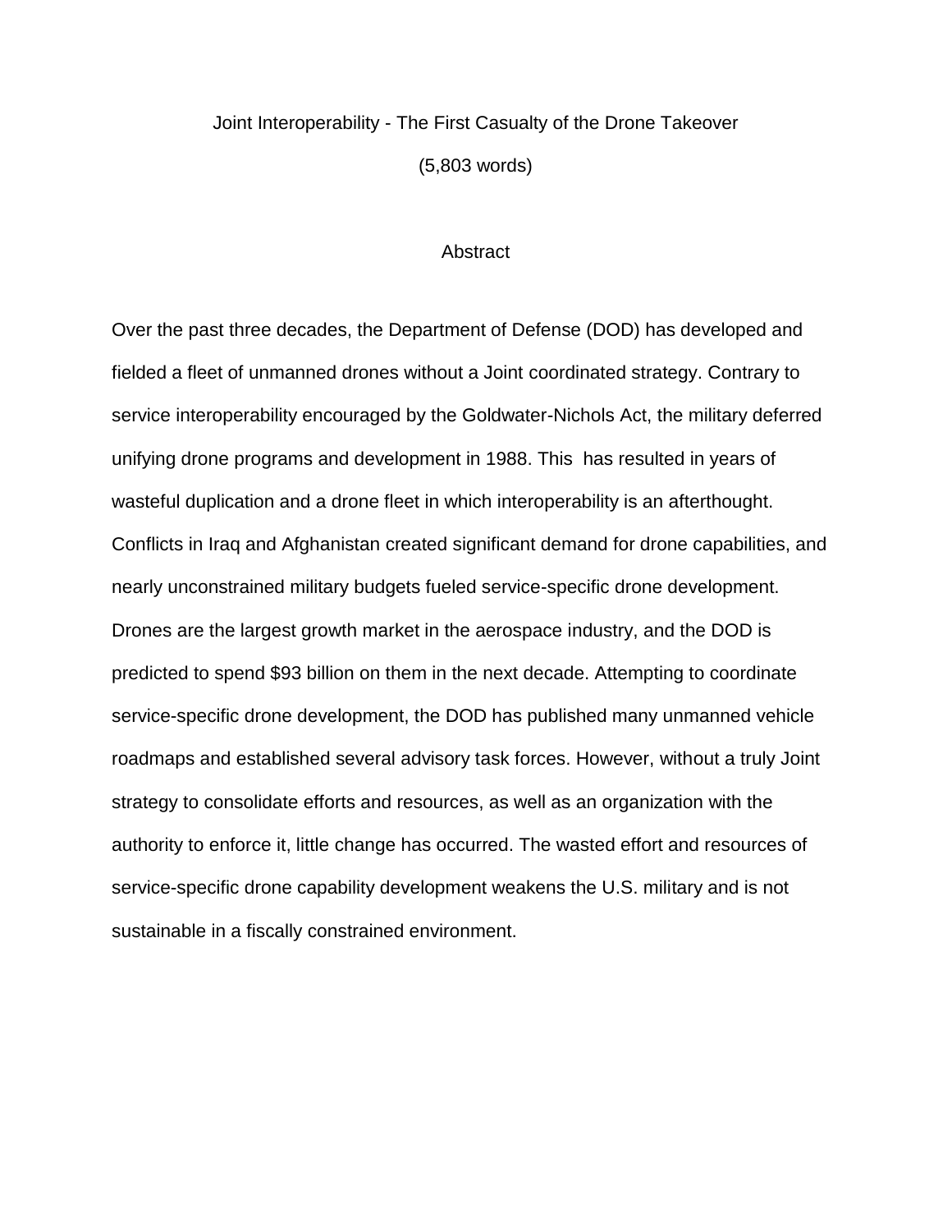# Joint Interoperability - The First Casualty of the Drone Takeover

(5,803 words)

## Abstract

Over the past three decades, the Department of Defense (DOD) has developed and fielded a fleet of unmanned drones without a Joint coordinated strategy. Contrary to service interoperability encouraged by the Goldwater-Nichols Act, the military deferred unifying drone programs and development in 1988. This has resulted in years of wasteful duplication and a drone fleet in which interoperability is an afterthought. Conflicts in Iraq and Afghanistan created significant demand for drone capabilities, and nearly unconstrained military budgets fueled service-specific drone development. Drones are the largest growth market in the aerospace industry, and the DOD is predicted to spend $93 billion on them in the next decade. Attempting to coordinate service-specific drone development, the DOD has published many unmanned vehicle roadmaps and established several advisory task forces. However, without a truly Joint strategy to consolidate efforts and resources, as well as an organization with the authority to enforce it, little change has occurred. The wasted effort and resources of service-specific drone capability development weakens the U.S. military and is not sustainable in a fiscally constrained environment.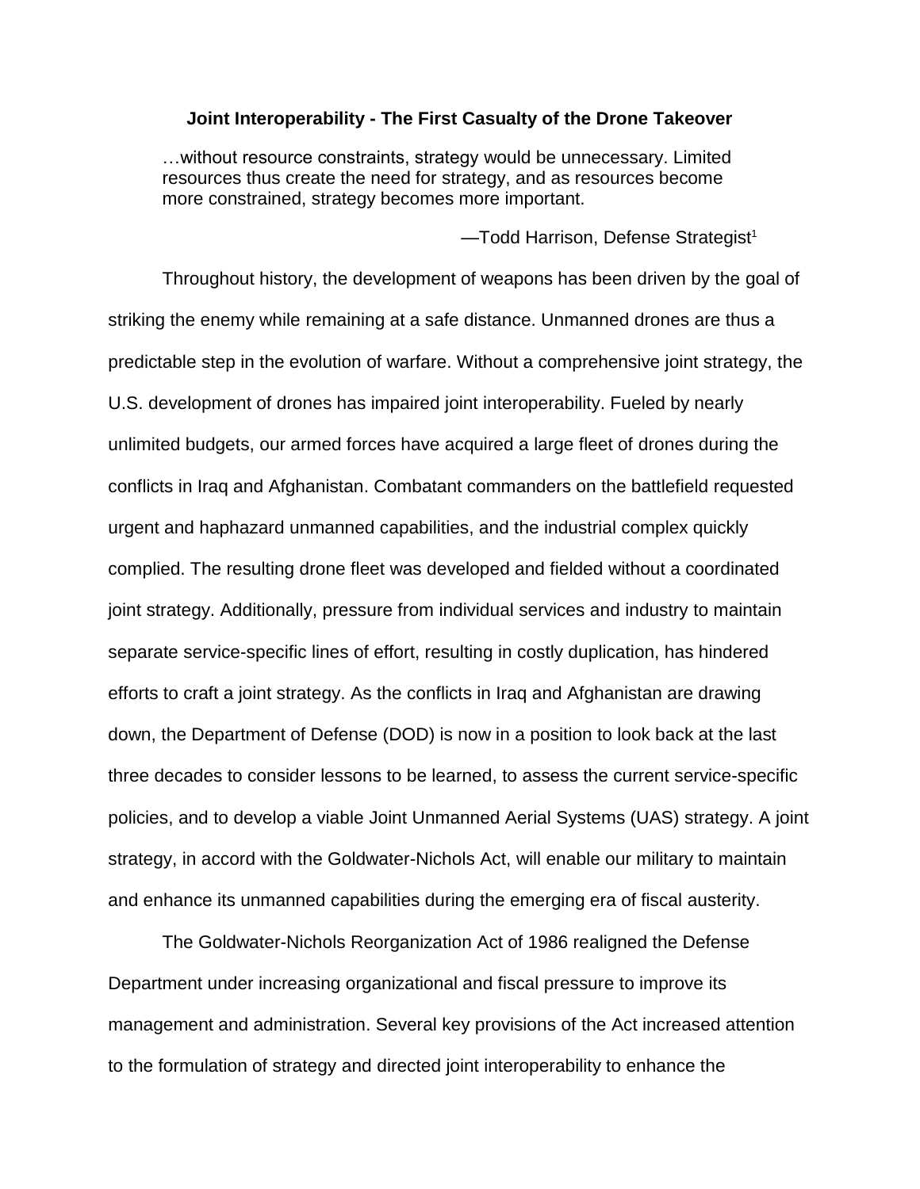**Joint Interoperability - The First Casualty of the Drone Takeover**

> …without resource constraints, strategy would be unnecessary. Limited resources thus create the need for strategy, and as resources become more constrained, strategy becomes more important.
>
> —Todd Harrison, Defense Strategist[1]

Throughout history, the development of weapons has been driven by the goal of striking the enemy while remaining at a safe distance. Unmanned drones are thus a predictable step in the evolution of warfare. Without a comprehensive joint strategy, the U.S. development of drones has impaired joint interoperability. Fueled by nearly unlimited budgets, our armed forces have acquired a large fleet of drones during the conflicts in Iraq and Afghanistan. Combatant commanders on the battlefield requested urgent and haphazard unmanned capabilities, and the industrial complex quickly complied. The resulting drone fleet was developed and fielded without a coordinated joint strategy. Additionally, pressure from individual services and industry to maintain separate service-specific lines of effort, resulting in costly duplication, has hindered efforts to craft a joint strategy. As the conflicts in Iraq and Afghanistan are drawing down, the Department of Defense (DOD) is now in a position to look back at the last three decades to consider lessons to be learned, to assess the current service-specific policies, and to develop a viable Joint Unmanned Aerial Systems (UAS) strategy. A joint strategy, in accord with the Goldwater-Nichols Act, will enable our military to maintain and enhance its unmanned capabilities during the emerging era of fiscal austerity.

The Goldwater-Nichols Reorganization Act of 1986 realigned the Defense Department under increasing organizational and fiscal pressure to improve its management and administration. Several key provisions of the Act increased attention to the formulation of strategy and directed joint interoperability to enhance the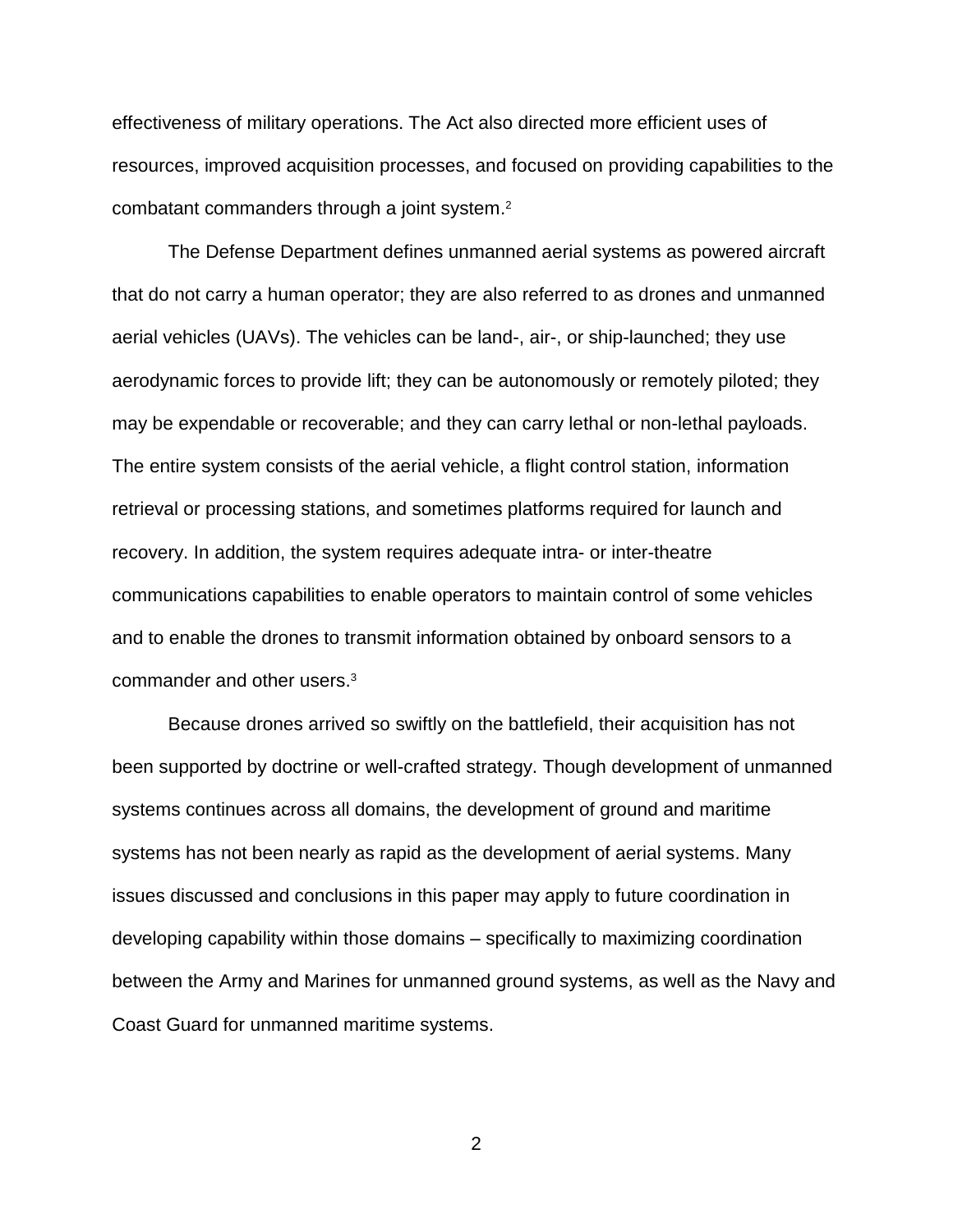effectiveness of military operations. The Act also directed more efficient uses of resources, improved acquisition processes, and focused on providing capabilities to the combatant commanders through a joint system.[2]

The Defense Department defines unmanned aerial systems as powered aircraft that do not carry a human operator; they are also referred to as drones and unmanned aerial vehicles (UAVs). The vehicles can be land-, air-, or ship-launched; they use aerodynamic forces to provide lift; they can be autonomously or remotely piloted; they may be expendable or recoverable; and they can carry lethal or non-lethal payloads. The entire system consists of the aerial vehicle, a flight control station, information retrieval or processing stations, and sometimes platforms required for launch and recovery. In addition, the system requires adequate intra- or inter-theatre communications capabilities to enable operators to maintain control of some vehicles and to enable the drones to transmit information obtained by onboard sensors to a commander and other users.[3]

Because drones arrived so swiftly on the battlefield, their acquisition has not been supported by doctrine or well-crafted strategy. Though development of unmanned systems continues across all domains, the development of ground and maritime systems has not been nearly as rapid as the development of aerial systems. Many issues discussed and conclusions in this paper may apply to future coordination in developing capability within those domains – specifically to maximizing coordination between the Army and Marines for unmanned ground systems, as well as the Navy and Coast Guard for unmanned maritime systems.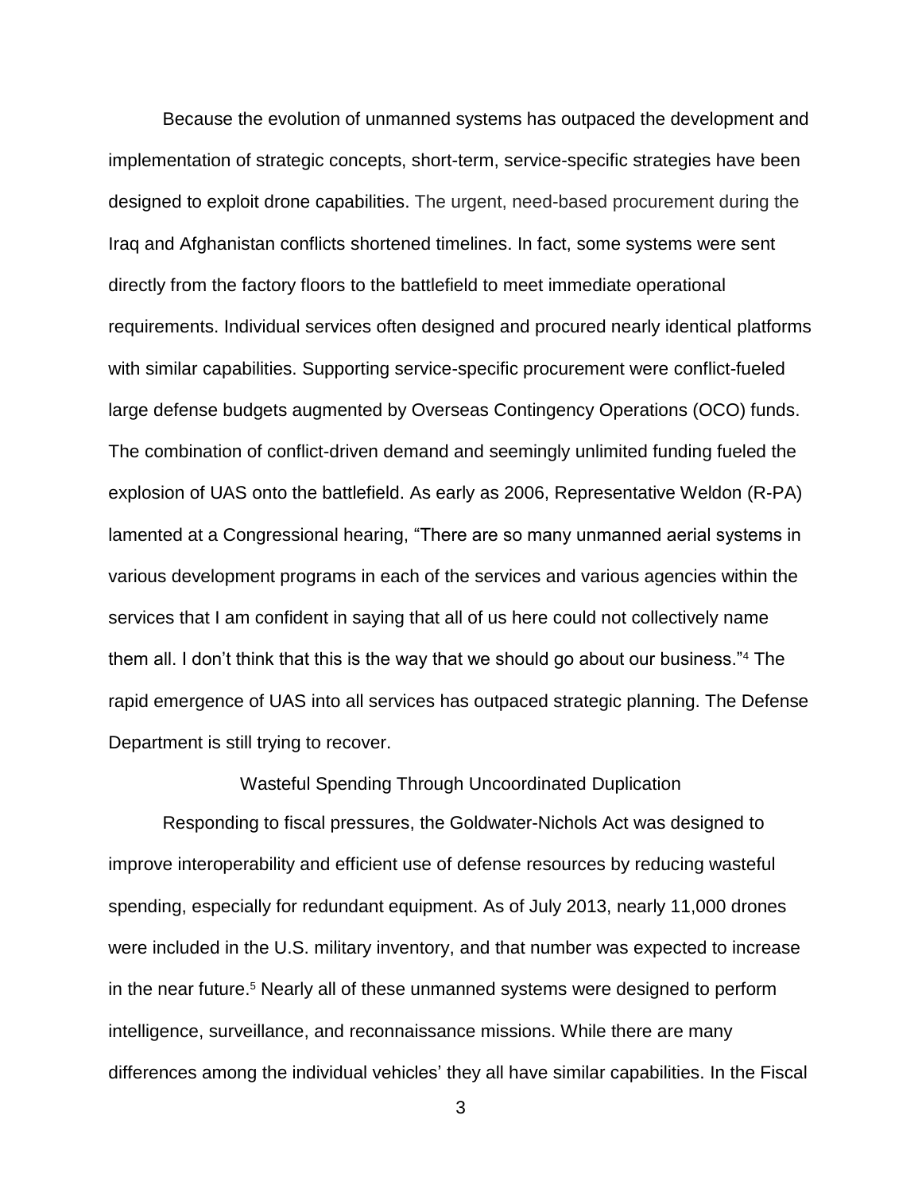Because the evolution of unmanned systems has outpaced the development and implementation of strategic concepts, short-term, service-specific strategies have been designed to exploit drone capabilities. The urgent, need-based procurement during the Iraq and Afghanistan conflicts shortened timelines. In fact, some systems were sent directly from the factory floors to the battlefield to meet immediate operational requirements. Individual services often designed and procured nearly identical platforms with similar capabilities. Supporting service-specific procurement were conflict-fueled large defense budgets augmented by Overseas Contingency Operations (OCO) funds. The combination of conflict-driven demand and seemingly unlimited funding fueled the explosion of UAS onto the battlefield. As early as 2006, Representative Weldon (R-PA) lamented at a Congressional hearing, "There are so many unmanned aerial systems in various development programs in each of the services and various agencies within the services that I am confident in saying that all of us here could not collectively name them all. I don't think that this is the way that we should go about our business."[4] The rapid emergence of UAS into all services has outpaced strategic planning. The Defense Department is still trying to recover.

## Wasteful Spending Through Uncoordinated Duplication

Responding to fiscal pressures, the Goldwater-Nichols Act was designed to improve interoperability and efficient use of defense resources by reducing wasteful spending, especially for redundant equipment. As of July 2013, nearly 11,000 drones were included in the U.S. military inventory, and that number was expected to increase in the near future.[5] Nearly all of these unmanned systems were designed to perform intelligence, surveillance, and reconnaissance missions. While there are many differences among the individual vehicles' they all have similar capabilities. In the Fiscal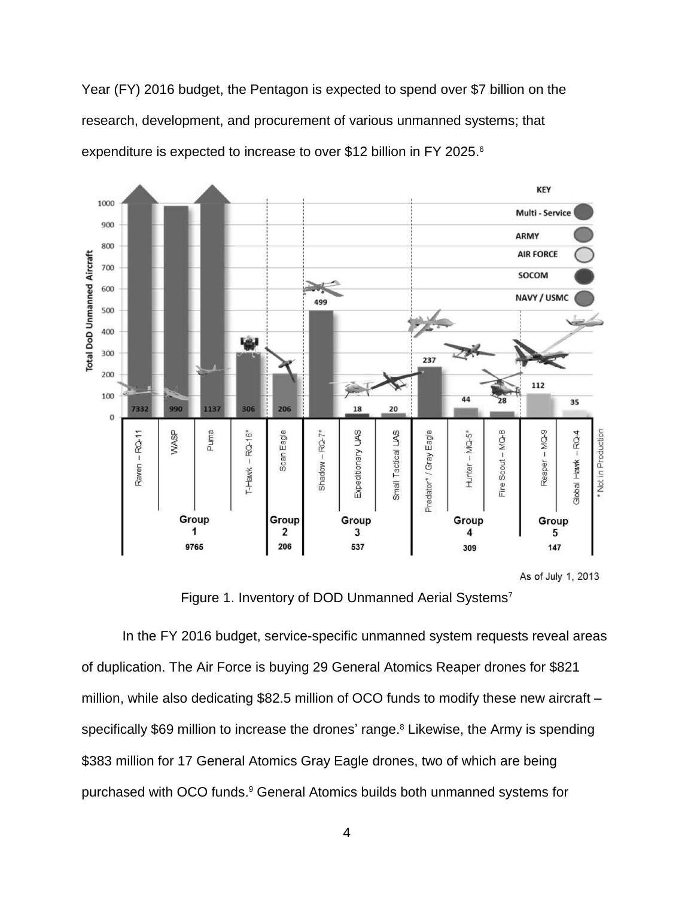Year (FY) 2016 budget, the Pentagon is expected to spend over $7 billion on the research, development, and procurement of various unmanned systems; that expenditure is expected to increase to over $12 billion in FY 2025.[6]

Figure 1. Inventory of DOD Unmanned Aerial Systems[7]

In the FY 2016 budget, service-specific unmanned system requests reveal areas of duplication. The Air Force is buying 29 General Atomics Reaper drones for $821 million, while also dedicating $82.5 million of OCO funds to modify these new aircraft – specifically $69 million to increase the drones' range.[8] Likewise, the Army is spending $383 million for 17 General Atomics Gray Eagle drones, two of which are being purchased with OCO funds.[9] General Atomics builds both unmanned systems for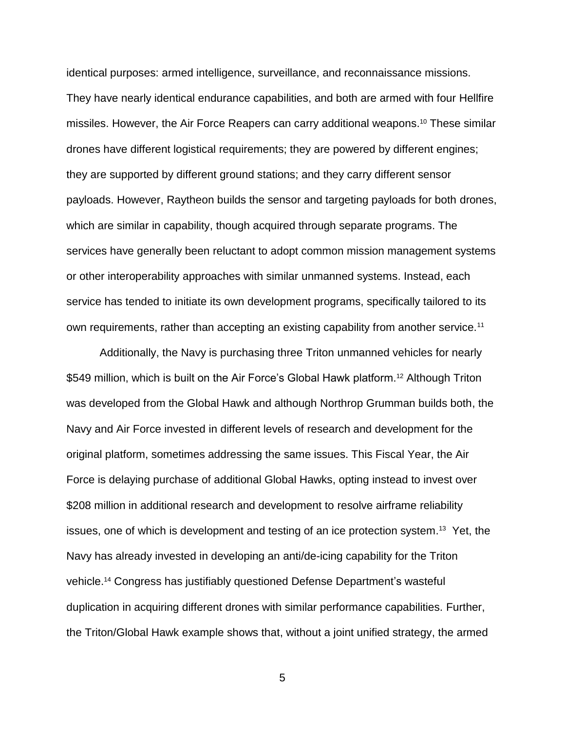identical purposes: armed intelligence, surveillance, and reconnaissance missions. They have nearly identical endurance capabilities, and both are armed with four Hellfire missiles. However, the Air Force Reapers can carry additional weapons.[10] These similar drones have different logistical requirements; they are powered by different engines; they are supported by different ground stations; and they carry different sensor payloads. However, Raytheon builds the sensor and targeting payloads for both drones, which are similar in capability, though acquired through separate programs. The services have generally been reluctant to adopt common mission management systems or other interoperability approaches with similar unmanned systems. Instead, each service has tended to initiate its own development programs, specifically tailored to its own requirements, rather than accepting an existing capability from another service.[11]

Additionally, the Navy is purchasing three Triton unmanned vehicles for nearly $549 million, which is built on the Air Force's Global Hawk platform.[12] Although Triton was developed from the Global Hawk and although Northrop Grumman builds both, the Navy and Air Force invested in different levels of research and development for the original platform, sometimes addressing the same issues. This Fiscal Year, the Air Force is delaying purchase of additional Global Hawks, opting instead to invest over $208 million in additional research and development to resolve airframe reliability issues, one of which is development and testing of an ice protection system.[13] Yet, the Navy has already invested in developing an anti/de-icing capability for the Triton vehicle.[14] Congress has justifiably questioned Defense Department's wasteful duplication in acquiring different drones with similar performance capabilities. Further, the Triton/Global Hawk example shows that, without a joint unified strategy, the armed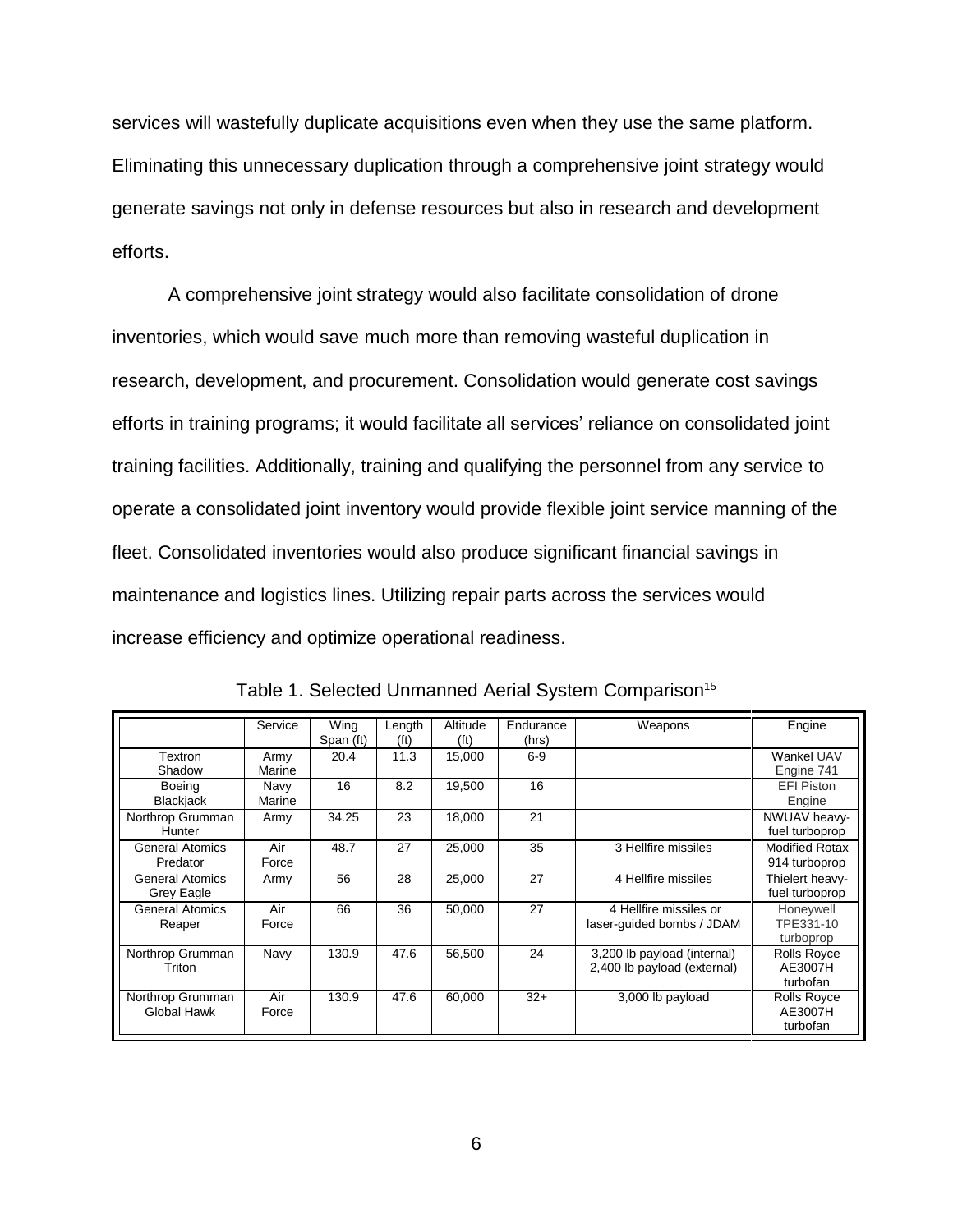services will wastefully duplicate acquisitions even when they use the same platform. Eliminating this unnecessary duplication through a comprehensive joint strategy would generate savings not only in defense resources but also in research and development efforts.

A comprehensive joint strategy would also facilitate consolidation of drone inventories, which would save much more than removing wasteful duplication in research, development, and procurement. Consolidation would generate cost savings efforts in training programs; it would facilitate all services' reliance on consolidated joint training facilities. Additionally, training and qualifying the personnel from any service to operate a consolidated joint inventory would provide flexible joint service manning of the fleet. Consolidated inventories would also produce significant financial savings in maintenance and logistics lines. Utilizing repair parts across the services would increase efficiency and optimize operational readiness.

Table 1. Selected Unmanned Aerial System Comparison[15]

| | Service | Wing Span (ft) | Length (ft) | Altitude (ft) | Endurance (hrs) | Weapons | Engine |
|---|---|---|---|---|---|---|---|
| Textron Shadow | Army Marine | 20.4 | 11.3 | 15,000 | 6-9 | | Wankel UAV Engine 741 |
| Boeing Blackjack | Navy Marine | 16 | 8.2 | 19,500 | 16 | | EFI Piston Engine |
| Northrop Grumman Hunter | Army | 34.25 | 23 | 18,000 | 21 | | NWUAV heavy-fuel turboprop |
| General Atomics Predator | Air Force | 48.7 | 27 | 25,000 | 35 | 3 Hellfire missiles | Modified Rotax 914 turboprop |
| General Atomics Grey Eagle | Army | 56 | 28 | 25,000 | 27 | 4 Hellfire missiles | Thielert heavy-fuel turboprop |
| General Atomics Reaper | Air Force | 66 | 36 | 50,000 | 27 | 4 Hellfire missiles or laser-guided bombs / JDAM | Honeywell TPE331-10 turboprop |
| Northrop Grumman Triton | Navy | 130.9 | 47.6 | 56,500 | 24 | 3,200 lb payload (internal) 2,400 lb payload (external) | Rolls Royce AE3007H turbofan |
| Northrop Grumman Global Hawk | Air Force | 130.9 | 47.6 | 60,000 | 32+ | 3,000 lb payload | Rolls Royce AE3007H turbofan |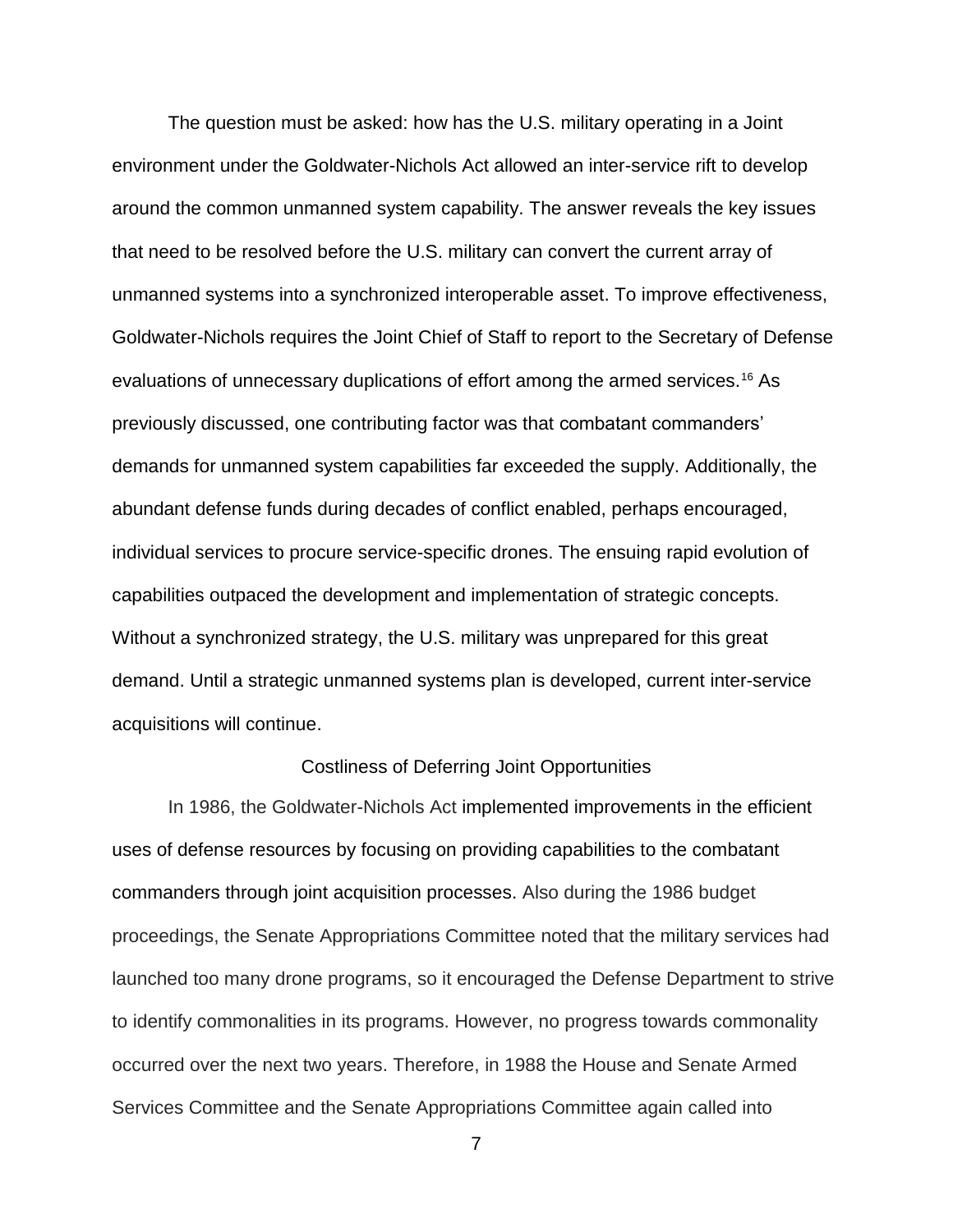The question must be asked: how has the U.S. military operating in a Joint environment under the Goldwater-Nichols Act allowed an inter-service rift to develop around the common unmanned system capability. The answer reveals the key issues that need to be resolved before the U.S. military can convert the current array of unmanned systems into a synchronized interoperable asset. To improve effectiveness, Goldwater-Nichols requires the Joint Chief of Staff to report to the Secretary of Defense evaluations of unnecessary duplications of effort among the armed services.[16] As previously discussed, one contributing factor was that combatant commanders' demands for unmanned system capabilities far exceeded the supply. Additionally, the abundant defense funds during decades of conflict enabled, perhaps encouraged, individual services to procure service-specific drones. The ensuing rapid evolution of capabilities outpaced the development and implementation of strategic concepts. Without a synchronized strategy, the U.S. military was unprepared for this great demand. Until a strategic unmanned systems plan is developed, current inter-service acquisitions will continue.

## Costliness of Deferring Joint Opportunities

In 1986, the Goldwater-Nichols Act implemented improvements in the efficient uses of defense resources by focusing on providing capabilities to the combatant commanders through joint acquisition processes. Also during the 1986 budget proceedings, the Senate Appropriations Committee noted that the military services had launched too many drone programs, so it encouraged the Defense Department to strive to identify commonalities in its programs. However, no progress towards commonality occurred over the next two years. Therefore, in 1988 the House and Senate Armed Services Committee and the Senate Appropriations Committee again called into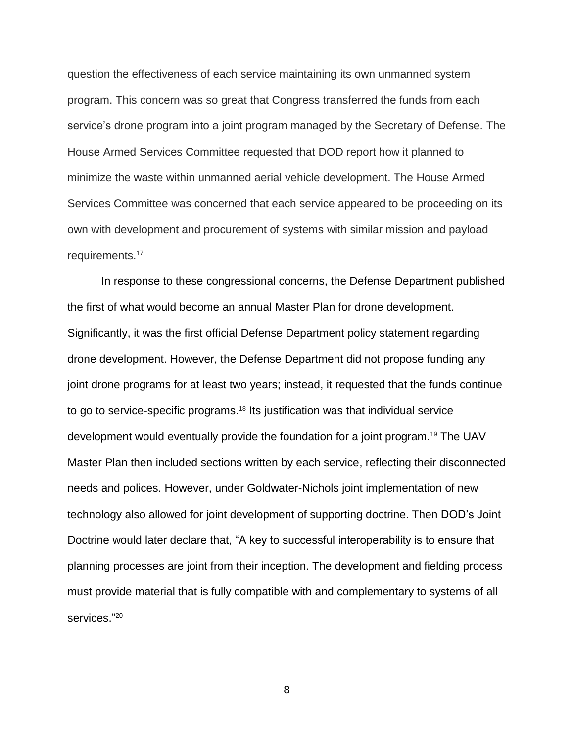question the effectiveness of each service maintaining its own unmanned system program. This concern was so great that Congress transferred the funds from each service's drone program into a joint program managed by the Secretary of Defense. The House Armed Services Committee requested that DOD report how it planned to minimize the waste within unmanned aerial vehicle development. The House Armed Services Committee was concerned that each service appeared to be proceeding on its own with development and procurement of systems with similar mission and payload requirements.[17]

In response to these congressional concerns, the Defense Department published the first of what would become an annual Master Plan for drone development. Significantly, it was the first official Defense Department policy statement regarding drone development. However, the Defense Department did not propose funding any joint drone programs for at least two years; instead, it requested that the funds continue to go to service-specific programs.[18] Its justification was that individual service development would eventually provide the foundation for a joint program.[19] The UAV Master Plan then included sections written by each service, reflecting their disconnected needs and polices. However, under Goldwater-Nichols joint implementation of new technology also allowed for joint development of supporting doctrine. Then DOD's Joint Doctrine would later declare that, "A key to successful interoperability is to ensure that planning processes are joint from their inception. The development and fielding process must provide material that is fully compatible with and complementary to systems of all services."[20]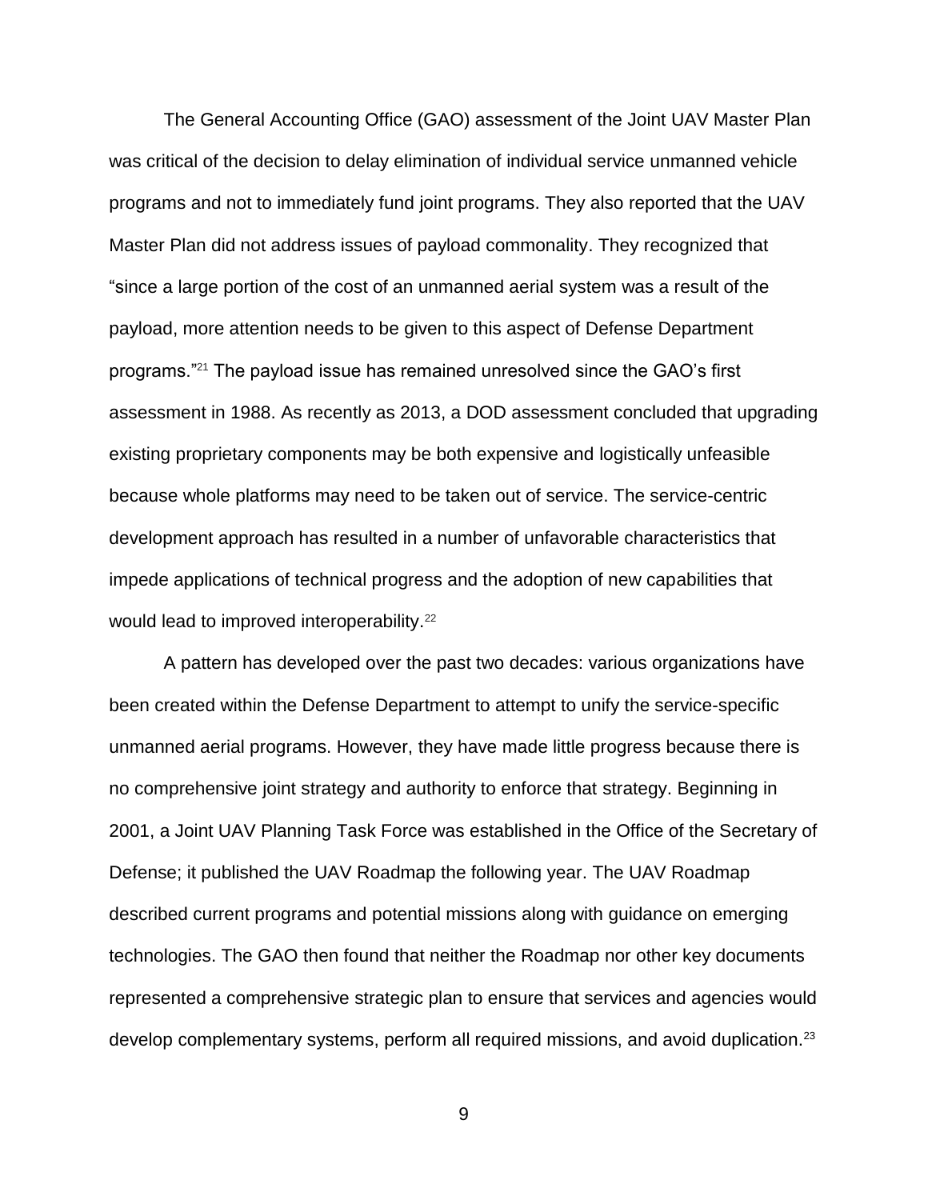The General Accounting Office (GAO) assessment of the Joint UAV Master Plan was critical of the decision to delay elimination of individual service unmanned vehicle programs and not to immediately fund joint programs. They also reported that the UAV Master Plan did not address issues of payload commonality. They recognized that "since a large portion of the cost of an unmanned aerial system was a result of the payload, more attention needs to be given to this aspect of Defense Department programs."[21] The payload issue has remained unresolved since the GAO's first assessment in 1988. As recently as 2013, a DOD assessment concluded that upgrading existing proprietary components may be both expensive and logistically unfeasible because whole platforms may need to be taken out of service. The service-centric development approach has resulted in a number of unfavorable characteristics that impede applications of technical progress and the adoption of new capabilities that would lead to improved interoperability.[22]

A pattern has developed over the past two decades: various organizations have been created within the Defense Department to attempt to unify the service-specific unmanned aerial programs. However, they have made little progress because there is no comprehensive joint strategy and authority to enforce that strategy. Beginning in 2001, a Joint UAV Planning Task Force was established in the Office of the Secretary of Defense; it published the UAV Roadmap the following year. The UAV Roadmap described current programs and potential missions along with guidance on emerging technologies. The GAO then found that neither the Roadmap nor other key documents represented a comprehensive strategic plan to ensure that services and agencies would develop complementary systems, perform all required missions, and avoid duplication.[23]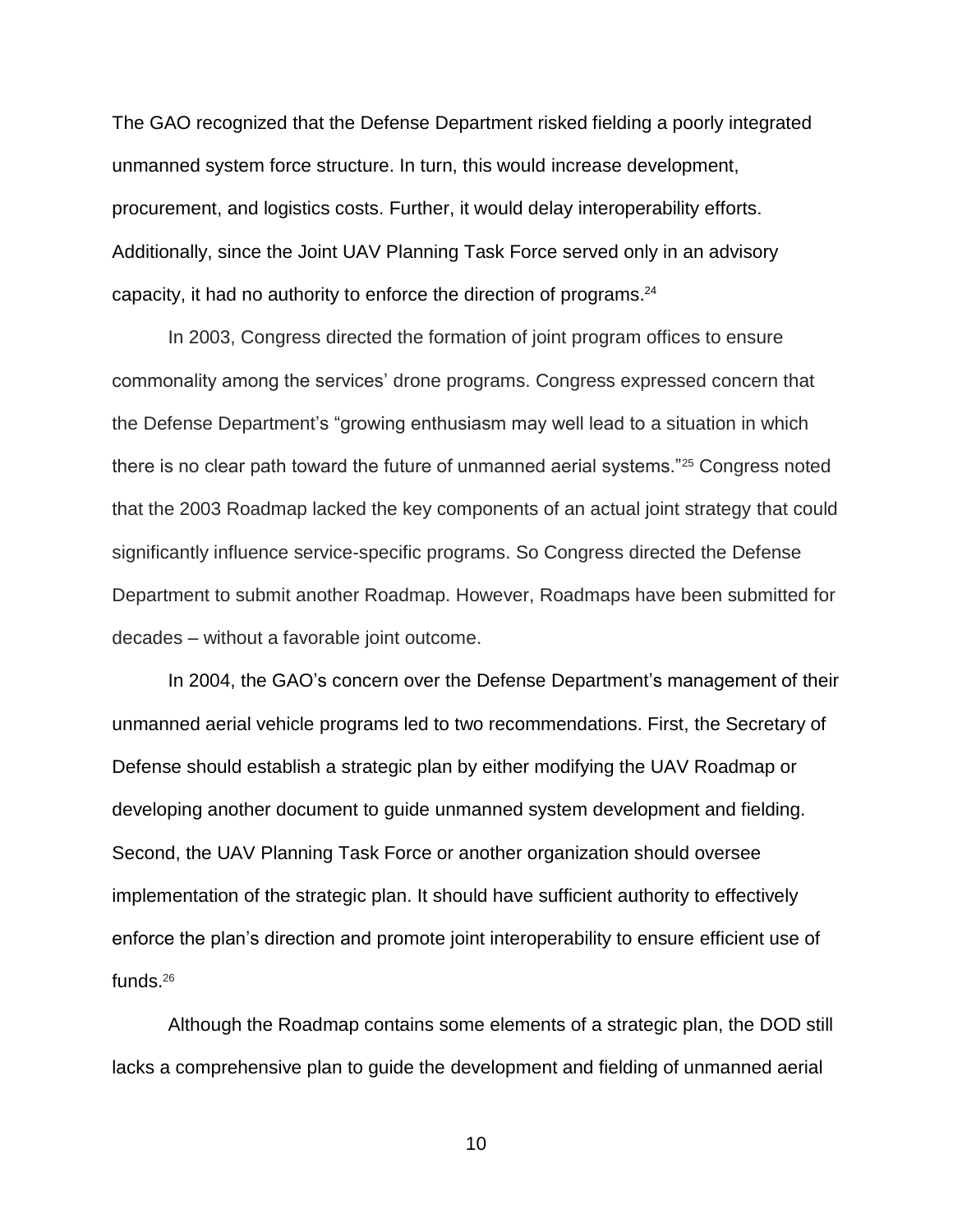The GAO recognized that the Defense Department risked fielding a poorly integrated unmanned system force structure. In turn, this would increase development, procurement, and logistics costs. Further, it would delay interoperability efforts. Additionally, since the Joint UAV Planning Task Force served only in an advisory capacity, it had no authority to enforce the direction of programs.[24]

In 2003, Congress directed the formation of joint program offices to ensure commonality among the services' drone programs. Congress expressed concern that the Defense Department's "growing enthusiasm may well lead to a situation in which there is no clear path toward the future of unmanned aerial systems."[25] Congress noted that the 2003 Roadmap lacked the key components of an actual joint strategy that could significantly influence service-specific programs. So Congress directed the Defense Department to submit another Roadmap. However, Roadmaps have been submitted for decades – without a favorable joint outcome.

In 2004, the GAO's concern over the Defense Department's management of their unmanned aerial vehicle programs led to two recommendations. First, the Secretary of Defense should establish a strategic plan by either modifying the UAV Roadmap or developing another document to guide unmanned system development and fielding. Second, the UAV Planning Task Force or another organization should oversee implementation of the strategic plan. It should have sufficient authority to effectively enforce the plan's direction and promote joint interoperability to ensure efficient use of funds.[26]

Although the Roadmap contains some elements of a strategic plan, the DOD still lacks a comprehensive plan to guide the development and fielding of unmanned aerial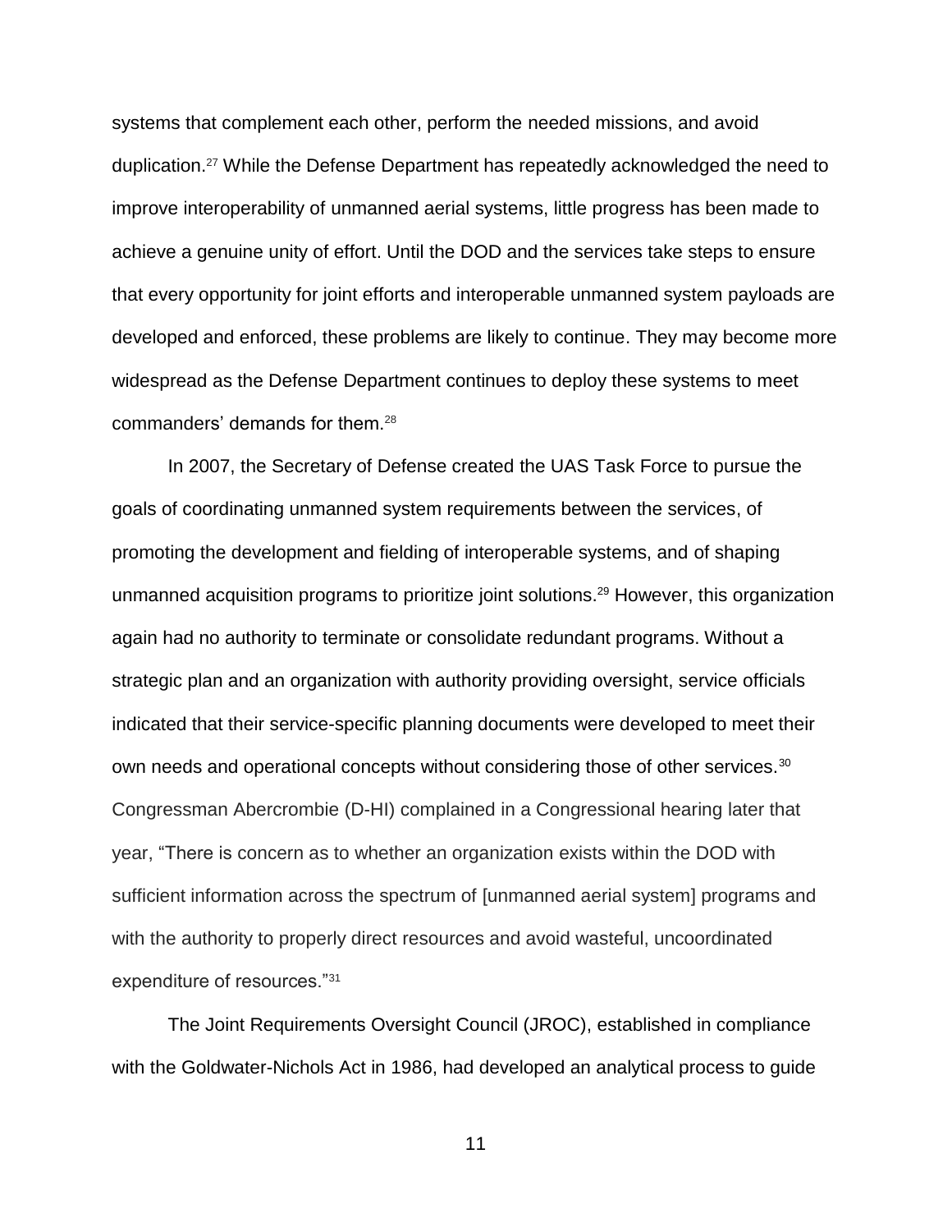systems that complement each other, perform the needed missions, and avoid duplication.[27] While the Defense Department has repeatedly acknowledged the need to improve interoperability of unmanned aerial systems, little progress has been made to achieve a genuine unity of effort. Until the DOD and the services take steps to ensure that every opportunity for joint efforts and interoperable unmanned system payloads are developed and enforced, these problems are likely to continue. They may become more widespread as the Defense Department continues to deploy these systems to meet commanders' demands for them.[28]

In 2007, the Secretary of Defense created the UAS Task Force to pursue the goals of coordinating unmanned system requirements between the services, of promoting the development and fielding of interoperable systems, and of shaping unmanned acquisition programs to prioritize joint solutions.[29] However, this organization again had no authority to terminate or consolidate redundant programs. Without a strategic plan and an organization with authority providing oversight, service officials indicated that their service-specific planning documents were developed to meet their own needs and operational concepts without considering those of other services.[30] Congressman Abercrombie (D-HI) complained in a Congressional hearing later that year, "There is concern as to whether an organization exists within the DOD with sufficient information across the spectrum of [unmanned aerial system] programs and with the authority to properly direct resources and avoid wasteful, uncoordinated expenditure of resources."[31]

The Joint Requirements Oversight Council (JROC), established in compliance with the Goldwater-Nichols Act in 1986, had developed an analytical process to guide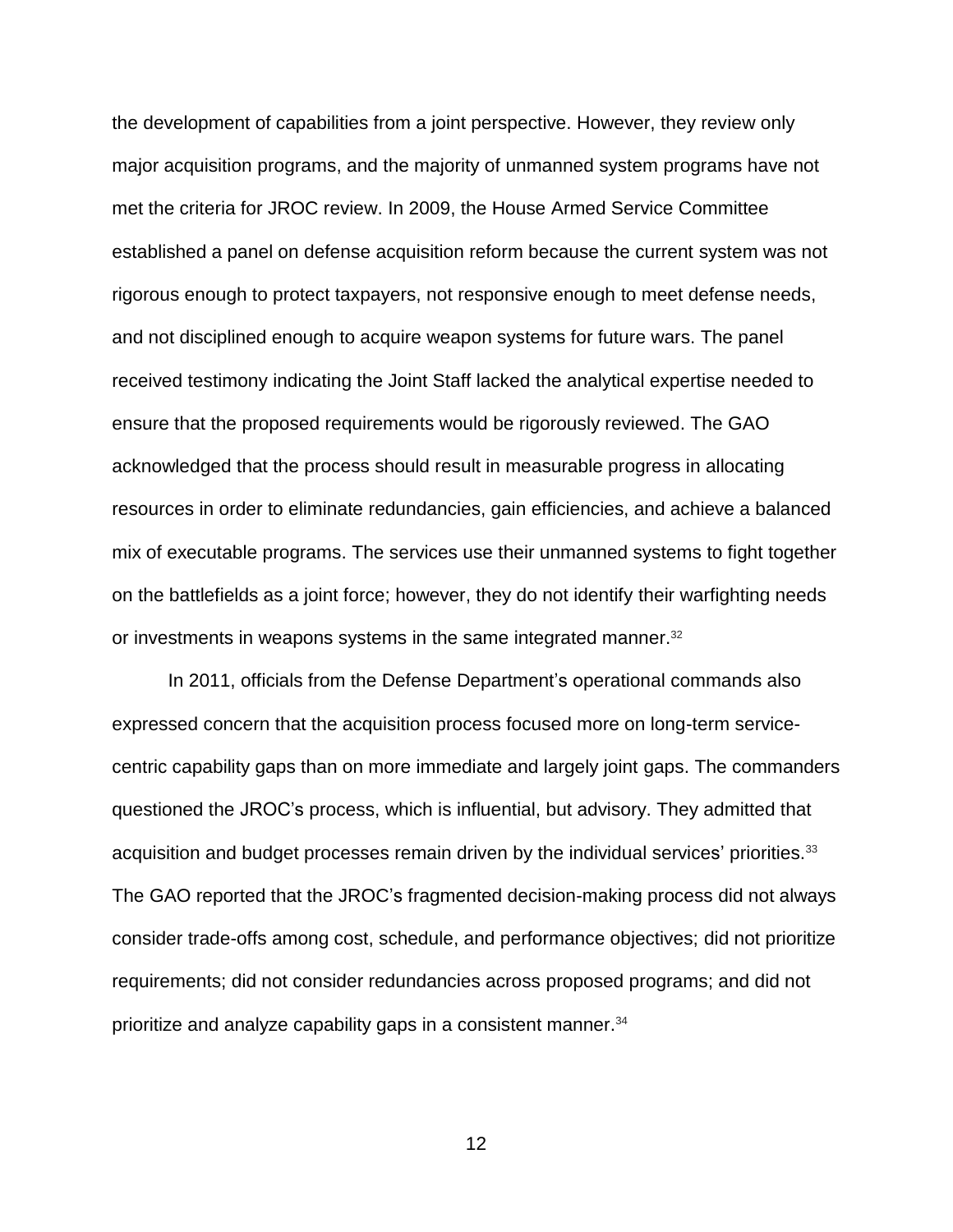the development of capabilities from a joint perspective. However, they review only major acquisition programs, and the majority of unmanned system programs have not met the criteria for JROC review. In 2009, the House Armed Service Committee established a panel on defense acquisition reform because the current system was not rigorous enough to protect taxpayers, not responsive enough to meet defense needs, and not disciplined enough to acquire weapon systems for future wars. The panel received testimony indicating the Joint Staff lacked the analytical expertise needed to ensure that the proposed requirements would be rigorously reviewed. The GAO acknowledged that the process should result in measurable progress in allocating resources in order to eliminate redundancies, gain efficiencies, and achieve a balanced mix of executable programs. The services use their unmanned systems to fight together on the battlefields as a joint force; however, they do not identify their warfighting needs or investments in weapons systems in the same integrated manner.[32]

In 2011, officials from the Defense Department's operational commands also expressed concern that the acquisition process focused more on long-term service-centric capability gaps than on more immediate and largely joint gaps. The commanders questioned the JROC's process, which is influential, but advisory. They admitted that acquisition and budget processes remain driven by the individual services' priorities.[33] The GAO reported that the JROC's fragmented decision-making process did not always consider trade-offs among cost, schedule, and performance objectives; did not prioritize requirements; did not consider redundancies across proposed programs; and did not prioritize and analyze capability gaps in a consistent manner.[34]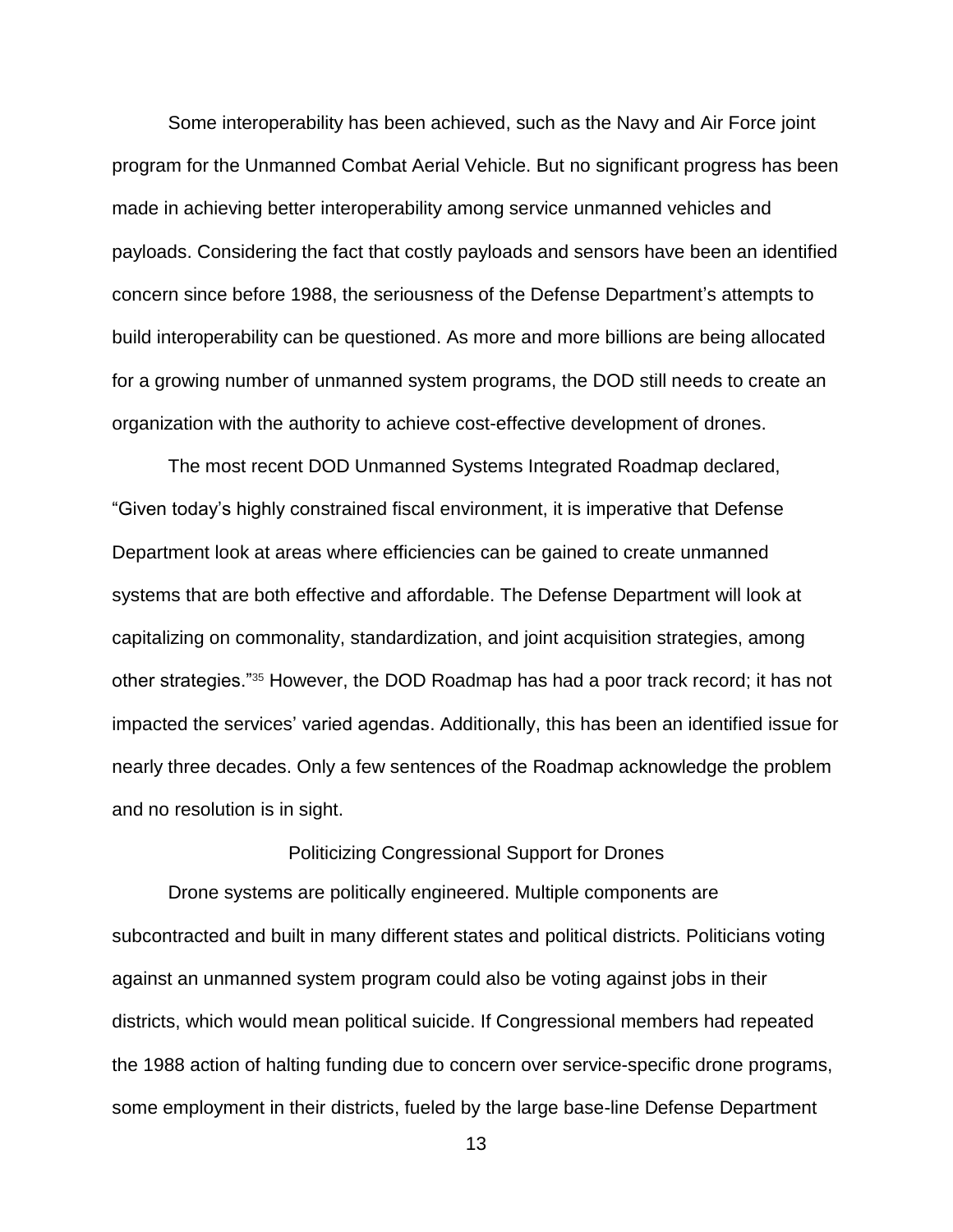Some interoperability has been achieved, such as the Navy and Air Force joint program for the Unmanned Combat Aerial Vehicle. But no significant progress has been made in achieving better interoperability among service unmanned vehicles and payloads. Considering the fact that costly payloads and sensors have been an identified concern since before 1988, the seriousness of the Defense Department's attempts to build interoperability can be questioned. As more and more billions are being allocated for a growing number of unmanned system programs, the DOD still needs to create an organization with the authority to achieve cost-effective development of drones.

The most recent DOD Unmanned Systems Integrated Roadmap declared, "Given today's highly constrained fiscal environment, it is imperative that Defense Department look at areas where efficiencies can be gained to create unmanned systems that are both effective and affordable. The Defense Department will look at capitalizing on commonality, standardization, and joint acquisition strategies, among other strategies."[35] However, the DOD Roadmap has had a poor track record; it has not impacted the services' varied agendas. Additionally, this has been an identified issue for nearly three decades. Only a few sentences of the Roadmap acknowledge the problem and no resolution is in sight.

## Politicizing Congressional Support for Drones

Drone systems are politically engineered. Multiple components are subcontracted and built in many different states and political districts. Politicians voting against an unmanned system program could also be voting against jobs in their districts, which would mean political suicide. If Congressional members had repeated the 1988 action of halting funding due to concern over service-specific drone programs, some employment in their districts, fueled by the large base-line Defense Department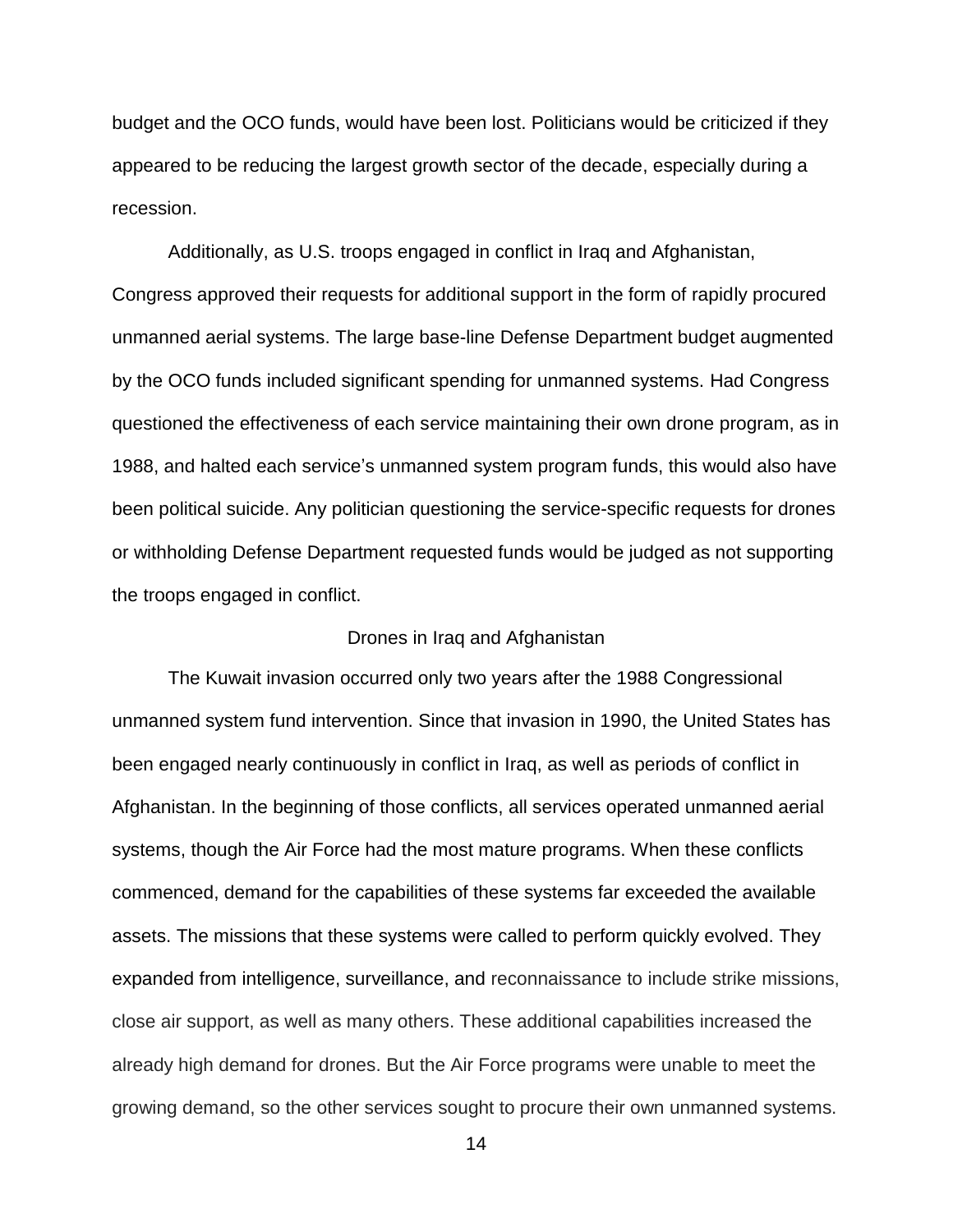budget and the OCO funds, would have been lost. Politicians would be criticized if they appeared to be reducing the largest growth sector of the decade, especially during a recession.

Additionally, as U.S. troops engaged in conflict in Iraq and Afghanistan, Congress approved their requests for additional support in the form of rapidly procured unmanned aerial systems. The large base-line Defense Department budget augmented by the OCO funds included significant spending for unmanned systems. Had Congress questioned the effectiveness of each service maintaining their own drone program, as in 1988, and halted each service's unmanned system program funds, this would also have been political suicide. Any politician questioning the service-specific requests for drones or withholding Defense Department requested funds would be judged as not supporting the troops engaged in conflict.

## Drones in Iraq and Afghanistan

The Kuwait invasion occurred only two years after the 1988 Congressional unmanned system fund intervention. Since that invasion in 1990, the United States has been engaged nearly continuously in conflict in Iraq, as well as periods of conflict in Afghanistan. In the beginning of those conflicts, all services operated unmanned aerial systems, though the Air Force had the most mature programs. When these conflicts commenced, demand for the capabilities of these systems far exceeded the available assets. The missions that these systems were called to perform quickly evolved. They expanded from intelligence, surveillance, and reconnaissance to include strike missions, close air support, as well as many others. These additional capabilities increased the already high demand for drones. But the Air Force programs were unable to meet the growing demand, so the other services sought to procure their own unmanned systems.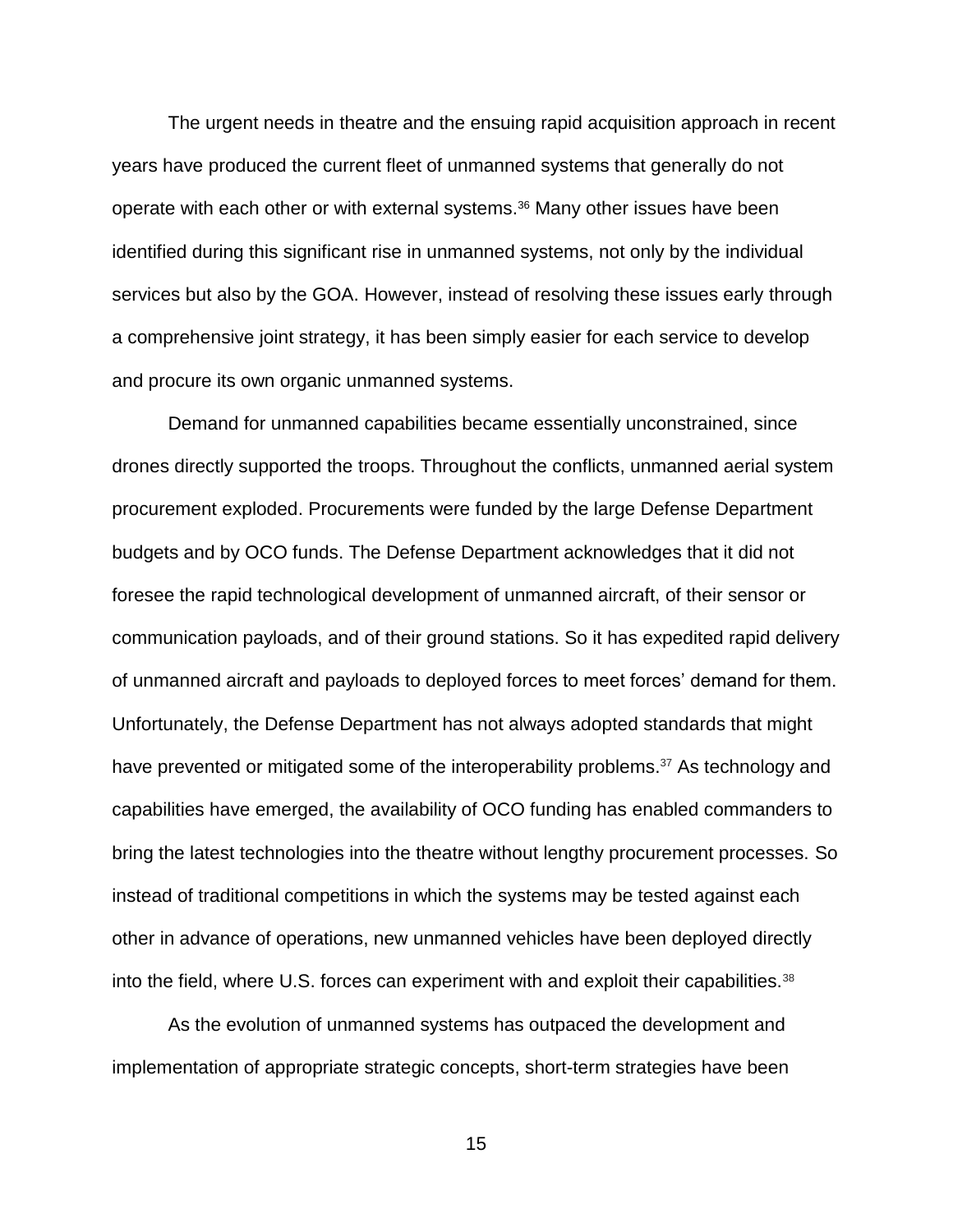The urgent needs in theatre and the ensuing rapid acquisition approach in recent years have produced the current fleet of unmanned systems that generally do not operate with each other or with external systems.[36] Many other issues have been identified during this significant rise in unmanned systems, not only by the individual services but also by the GOA. However, instead of resolving these issues early through a comprehensive joint strategy, it has been simply easier for each service to develop and procure its own organic unmanned systems.

Demand for unmanned capabilities became essentially unconstrained, since drones directly supported the troops. Throughout the conflicts, unmanned aerial system procurement exploded. Procurements were funded by the large Defense Department budgets and by OCO funds. The Defense Department acknowledges that it did not foresee the rapid technological development of unmanned aircraft, of their sensor or communication payloads, and of their ground stations. So it has expedited rapid delivery of unmanned aircraft and payloads to deployed forces to meet forces' demand for them. Unfortunately, the Defense Department has not always adopted standards that might have prevented or mitigated some of the interoperability problems.[37] As technology and capabilities have emerged, the availability of OCO funding has enabled commanders to bring the latest technologies into the theatre without lengthy procurement processes. So instead of traditional competitions in which the systems may be tested against each other in advance of operations, new unmanned vehicles have been deployed directly into the field, where U.S. forces can experiment with and exploit their capabilities.[38]

As the evolution of unmanned systems has outpaced the development and implementation of appropriate strategic concepts, short-term strategies have been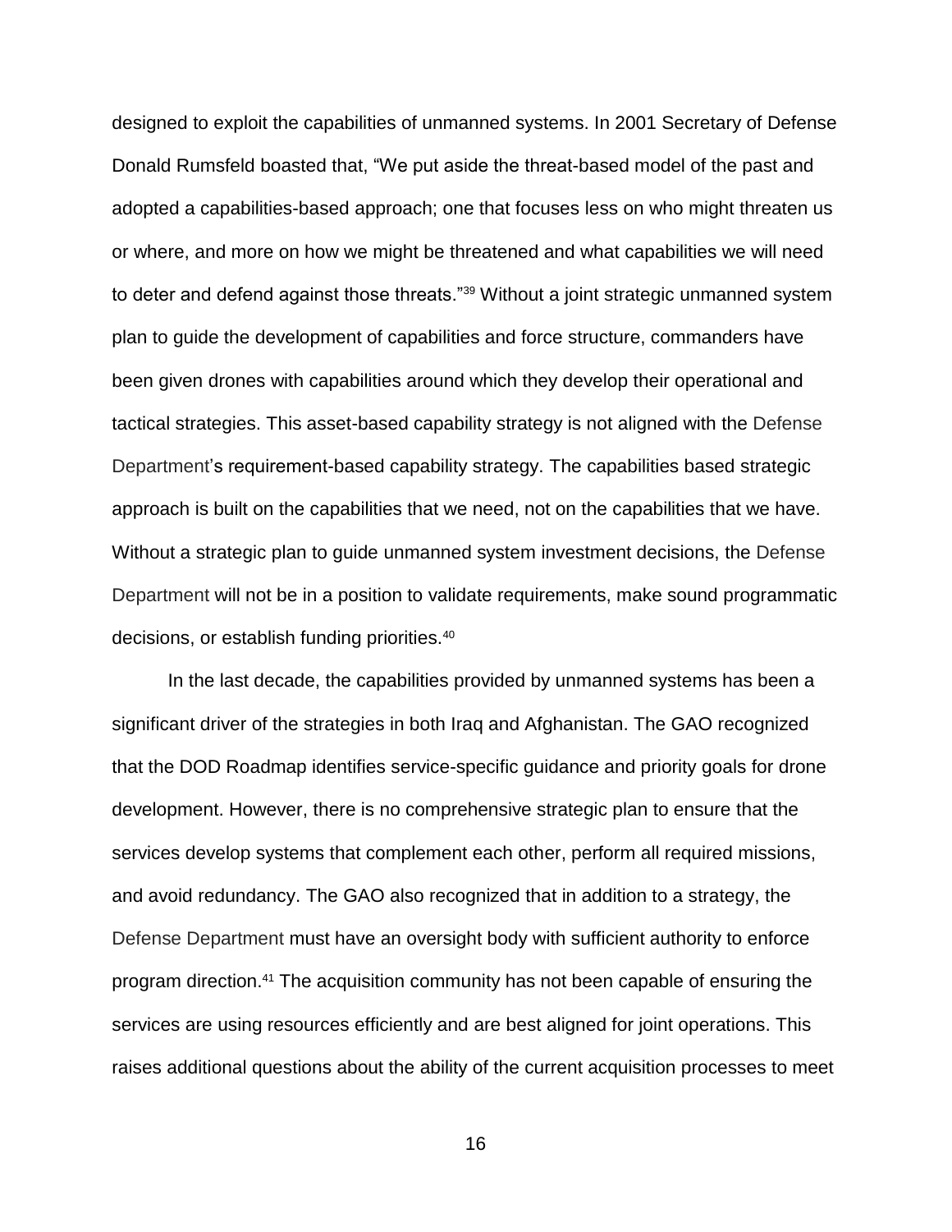designed to exploit the capabilities of unmanned systems. In 2001 Secretary of Defense Donald Rumsfeld boasted that, "We put aside the threat-based model of the past and adopted a capabilities-based approach; one that focuses less on who might threaten us or where, and more on how we might be threatened and what capabilities we will need to deter and defend against those threats."[39] Without a joint strategic unmanned system plan to guide the development of capabilities and force structure, commanders have been given drones with capabilities around which they develop their operational and tactical strategies. This asset-based capability strategy is not aligned with the Defense Department's requirement-based capability strategy. The capabilities based strategic approach is built on the capabilities that we need, not on the capabilities that we have. Without a strategic plan to guide unmanned system investment decisions, the Defense Department will not be in a position to validate requirements, make sound programmatic decisions, or establish funding priorities.[40]

In the last decade, the capabilities provided by unmanned systems has been a significant driver of the strategies in both Iraq and Afghanistan. The GAO recognized that the DOD Roadmap identifies service-specific guidance and priority goals for drone development. However, there is no comprehensive strategic plan to ensure that the services develop systems that complement each other, perform all required missions, and avoid redundancy. The GAO also recognized that in addition to a strategy, the Defense Department must have an oversight body with sufficient authority to enforce program direction.[41] The acquisition community has not been capable of ensuring the services are using resources efficiently and are best aligned for joint operations. This raises additional questions about the ability of the current acquisition processes to meet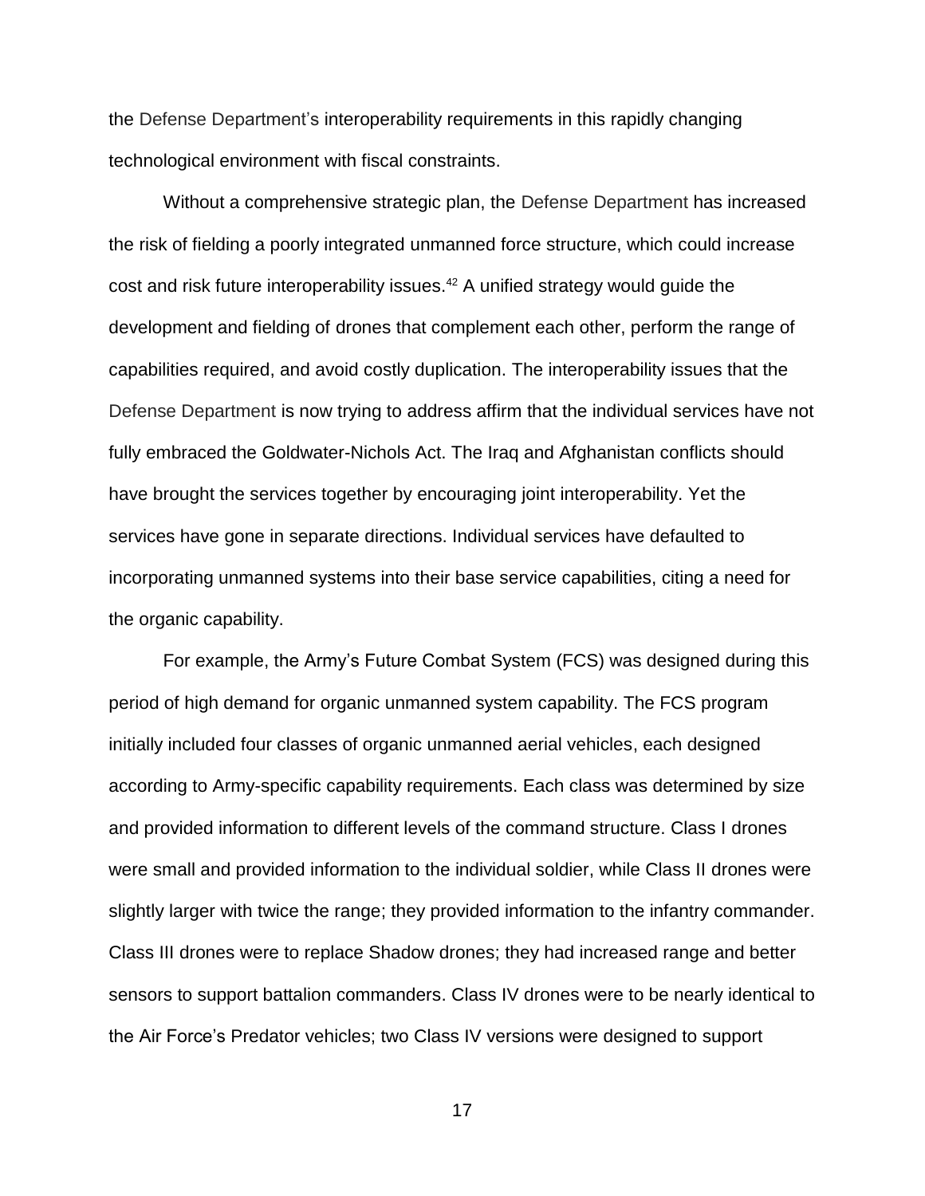the Defense Department's interoperability requirements in this rapidly changing technological environment with fiscal constraints.

Without a comprehensive strategic plan, the Defense Department has increased the risk of fielding a poorly integrated unmanned force structure, which could increase cost and risk future interoperability issues.[42] A unified strategy would guide the development and fielding of drones that complement each other, perform the range of capabilities required, and avoid costly duplication. The interoperability issues that the Defense Department is now trying to address affirm that the individual services have not fully embraced the Goldwater-Nichols Act. The Iraq and Afghanistan conflicts should have brought the services together by encouraging joint interoperability. Yet the services have gone in separate directions. Individual services have defaulted to incorporating unmanned systems into their base service capabilities, citing a need for the organic capability.

For example, the Army's Future Combat System (FCS) was designed during this period of high demand for organic unmanned system capability. The FCS program initially included four classes of organic unmanned aerial vehicles, each designed according to Army-specific capability requirements. Each class was determined by size and provided information to different levels of the command structure. Class I drones were small and provided information to the individual soldier, while Class II drones were slightly larger with twice the range; they provided information to the infantry commander. Class III drones were to replace Shadow drones; they had increased range and better sensors to support battalion commanders. Class IV drones were to be nearly identical to the Air Force's Predator vehicles; two Class IV versions were designed to support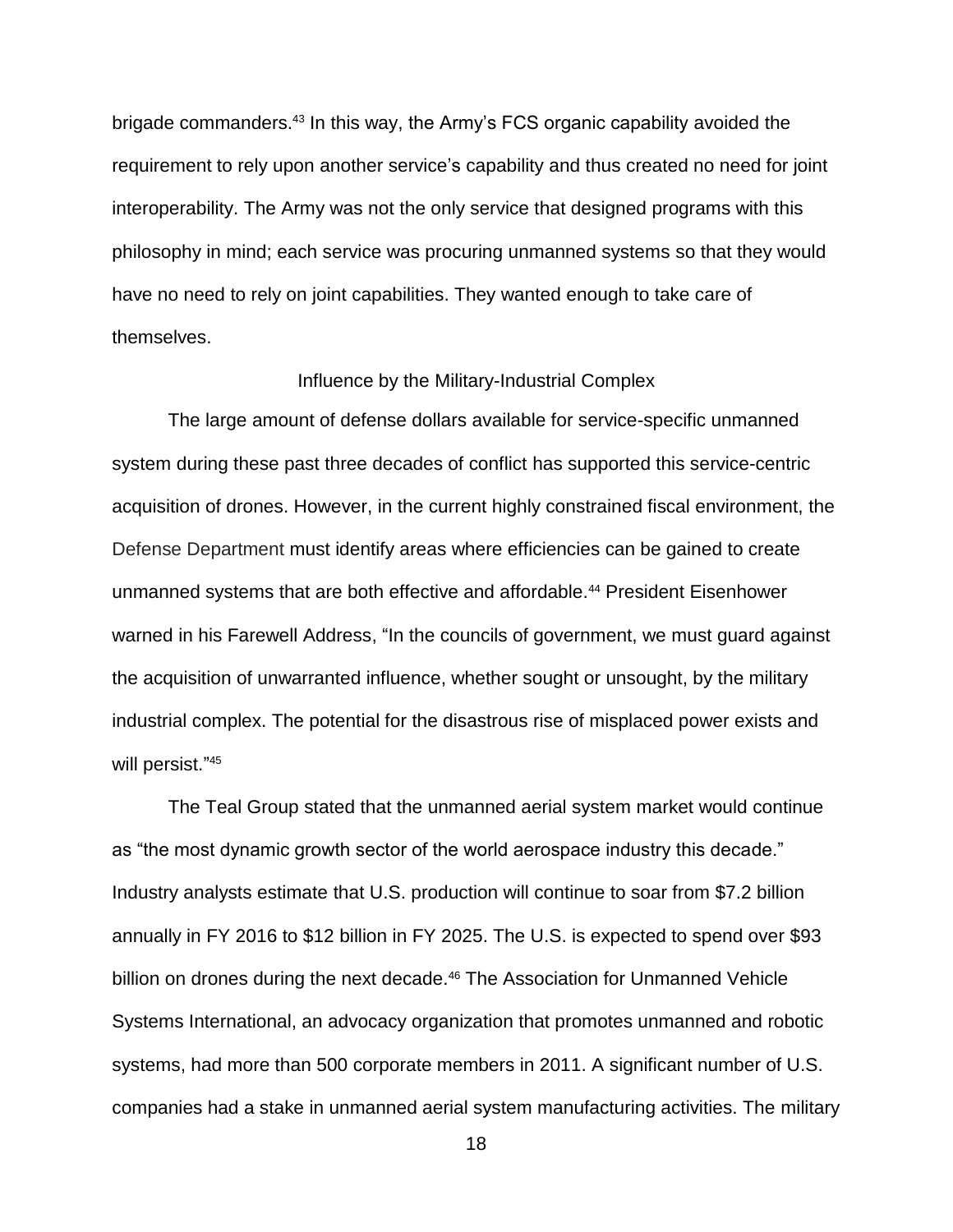brigade commanders.[43] In this way, the Army's FCS organic capability avoided the requirement to rely upon another service's capability and thus created no need for joint interoperability. The Army was not the only service that designed programs with this philosophy in mind; each service was procuring unmanned systems so that they would have no need to rely on joint capabilities. They wanted enough to take care of themselves.

### Influence by the Military-Industrial Complex

The large amount of defense dollars available for service-specific unmanned system during these past three decades of conflict has supported this service-centric acquisition of drones. However, in the current highly constrained fiscal environment, the Defense Department must identify areas where efficiencies can be gained to create unmanned systems that are both effective and affordable.[44] President Eisenhower warned in his Farewell Address, "In the councils of government, we must guard against the acquisition of unwarranted influence, whether sought or unsought, by the military industrial complex. The potential for the disastrous rise of misplaced power exists and will persist."[45]

The Teal Group stated that the unmanned aerial system market would continue as "the most dynamic growth sector of the world aerospace industry this decade." Industry analysts estimate that U.S. production will continue to soar from $7.2 billion annually in FY 2016 to $12 billion in FY 2025. The U.S. is expected to spend over $93 billion on drones during the next decade.[46] The Association for Unmanned Vehicle Systems International, an advocacy organization that promotes unmanned and robotic systems, had more than 500 corporate members in 2011. A significant number of U.S. companies had a stake in unmanned aerial system manufacturing activities. The military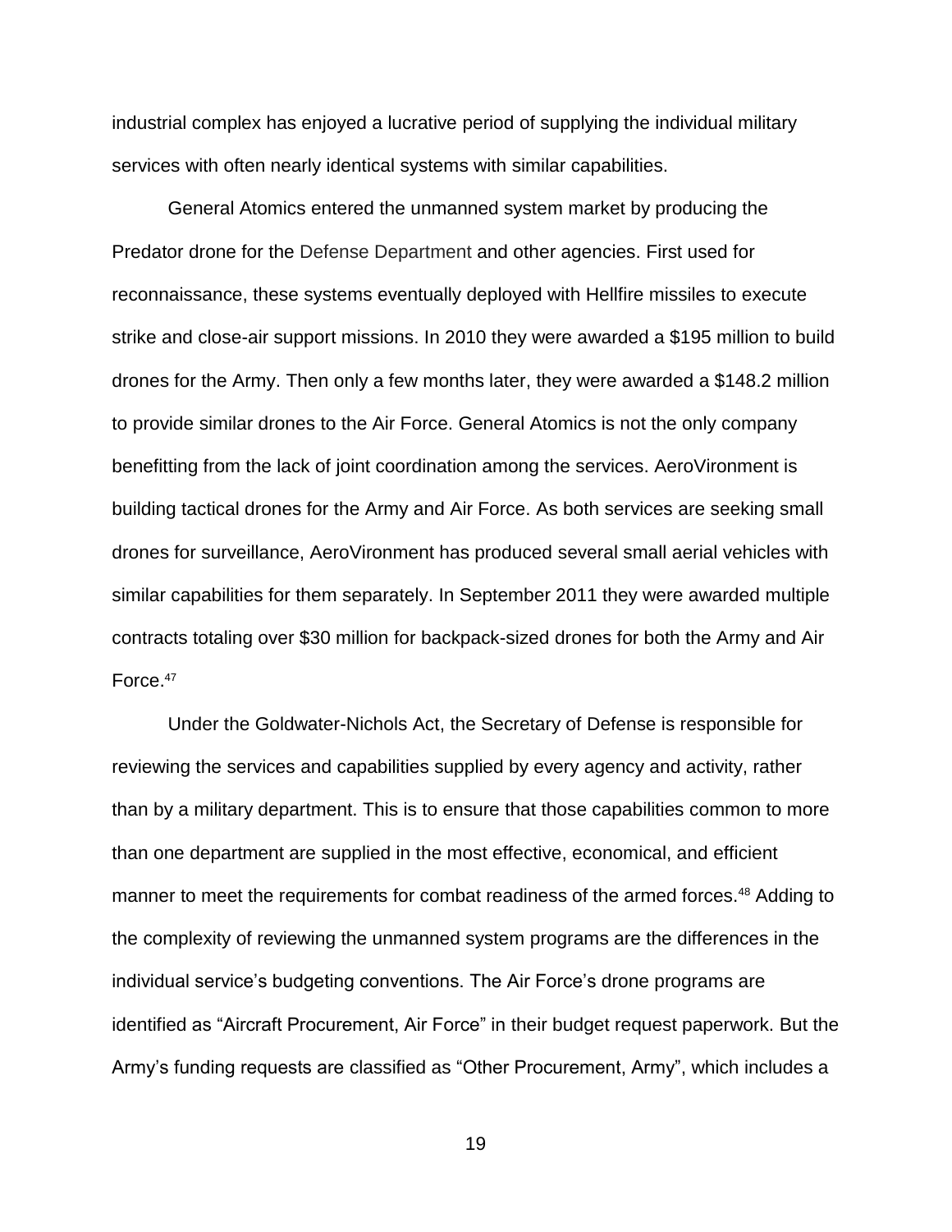industrial complex has enjoyed a lucrative period of supplying the individual military services with often nearly identical systems with similar capabilities.

General Atomics entered the unmanned system market by producing the Predator drone for the Defense Department and other agencies. First used for reconnaissance, these systems eventually deployed with Hellfire missiles to execute strike and close-air support missions. In 2010 they were awarded a $195 million to build drones for the Army. Then only a few months later, they were awarded a $148.2 million to provide similar drones to the Air Force. General Atomics is not the only company benefitting from the lack of joint coordination among the services. AeroVironment is building tactical drones for the Army and Air Force. As both services are seeking small drones for surveillance, AeroVironment has produced several small aerial vehicles with similar capabilities for them separately. In September 2011 they were awarded multiple contracts totaling over $30 million for backpack-sized drones for both the Army and Air Force.[47]

Under the Goldwater-Nichols Act, the Secretary of Defense is responsible for reviewing the services and capabilities supplied by every agency and activity, rather than by a military department. This is to ensure that those capabilities common to more than one department are supplied in the most effective, economical, and efficient manner to meet the requirements for combat readiness of the armed forces.[48] Adding to the complexity of reviewing the unmanned system programs are the differences in the individual service's budgeting conventions. The Air Force's drone programs are identified as "Aircraft Procurement, Air Force" in their budget request paperwork. But the Army's funding requests are classified as "Other Procurement, Army", which includes a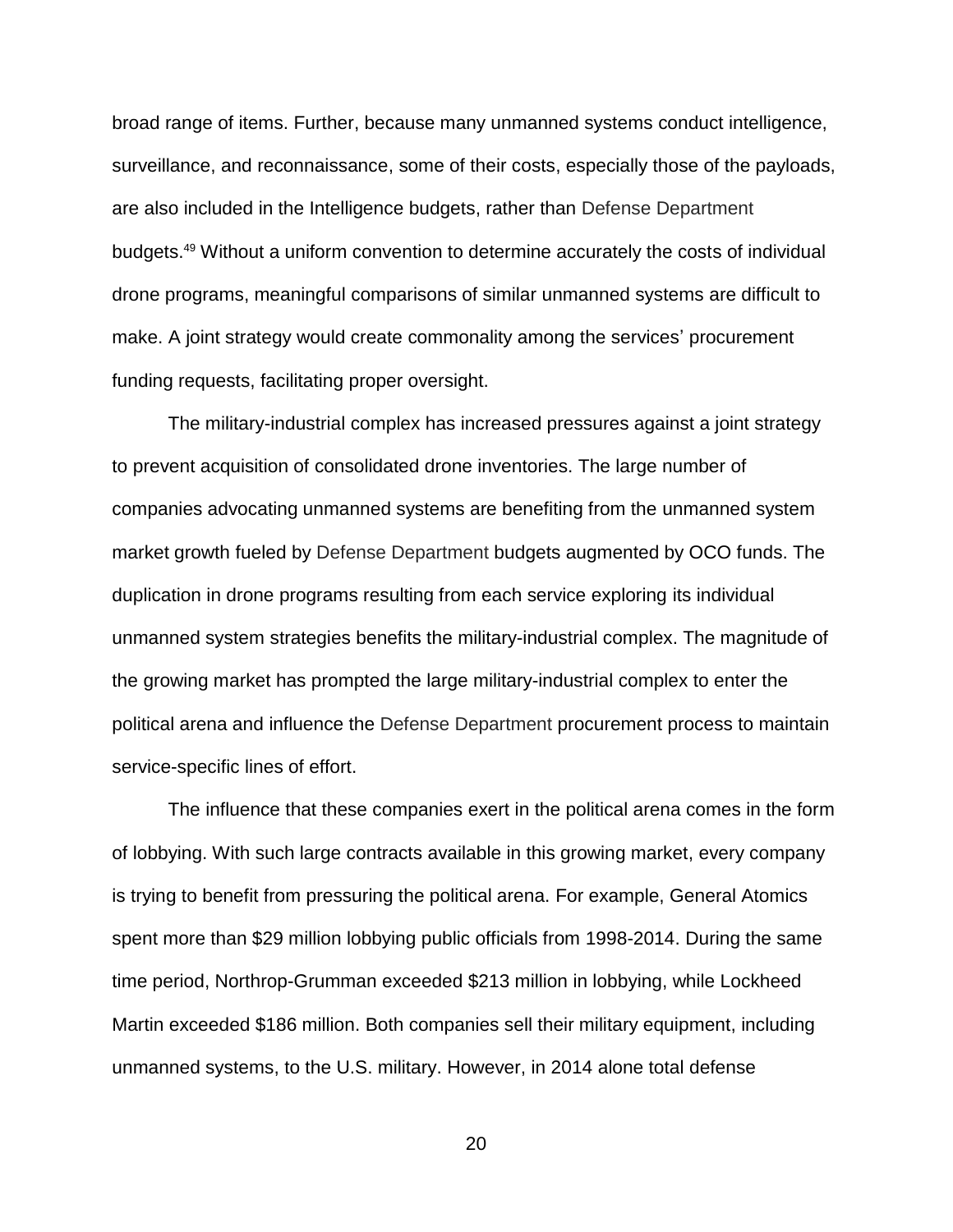broad range of items. Further, because many unmanned systems conduct intelligence, surveillance, and reconnaissance, some of their costs, especially those of the payloads, are also included in the Intelligence budgets, rather than Defense Department budgets.[49] Without a uniform convention to determine accurately the costs of individual drone programs, meaningful comparisons of similar unmanned systems are difficult to make. A joint strategy would create commonality among the services' procurement funding requests, facilitating proper oversight.

The military-industrial complex has increased pressures against a joint strategy to prevent acquisition of consolidated drone inventories. The large number of companies advocating unmanned systems are benefiting from the unmanned system market growth fueled by Defense Department budgets augmented by OCO funds. The duplication in drone programs resulting from each service exploring its individual unmanned system strategies benefits the military-industrial complex. The magnitude of the growing market has prompted the large military-industrial complex to enter the political arena and influence the Defense Department procurement process to maintain service-specific lines of effort.

The influence that these companies exert in the political arena comes in the form of lobbying. With such large contracts available in this growing market, every company is trying to benefit from pressuring the political arena. For example, General Atomics spent more than $29 million lobbying public officials from 1998-2014. During the same time period, Northrop-Grumman exceeded $213 million in lobbying, while Lockheed Martin exceeded $186 million. Both companies sell their military equipment, including unmanned systems, to the U.S. military. However, in 2014 alone total defense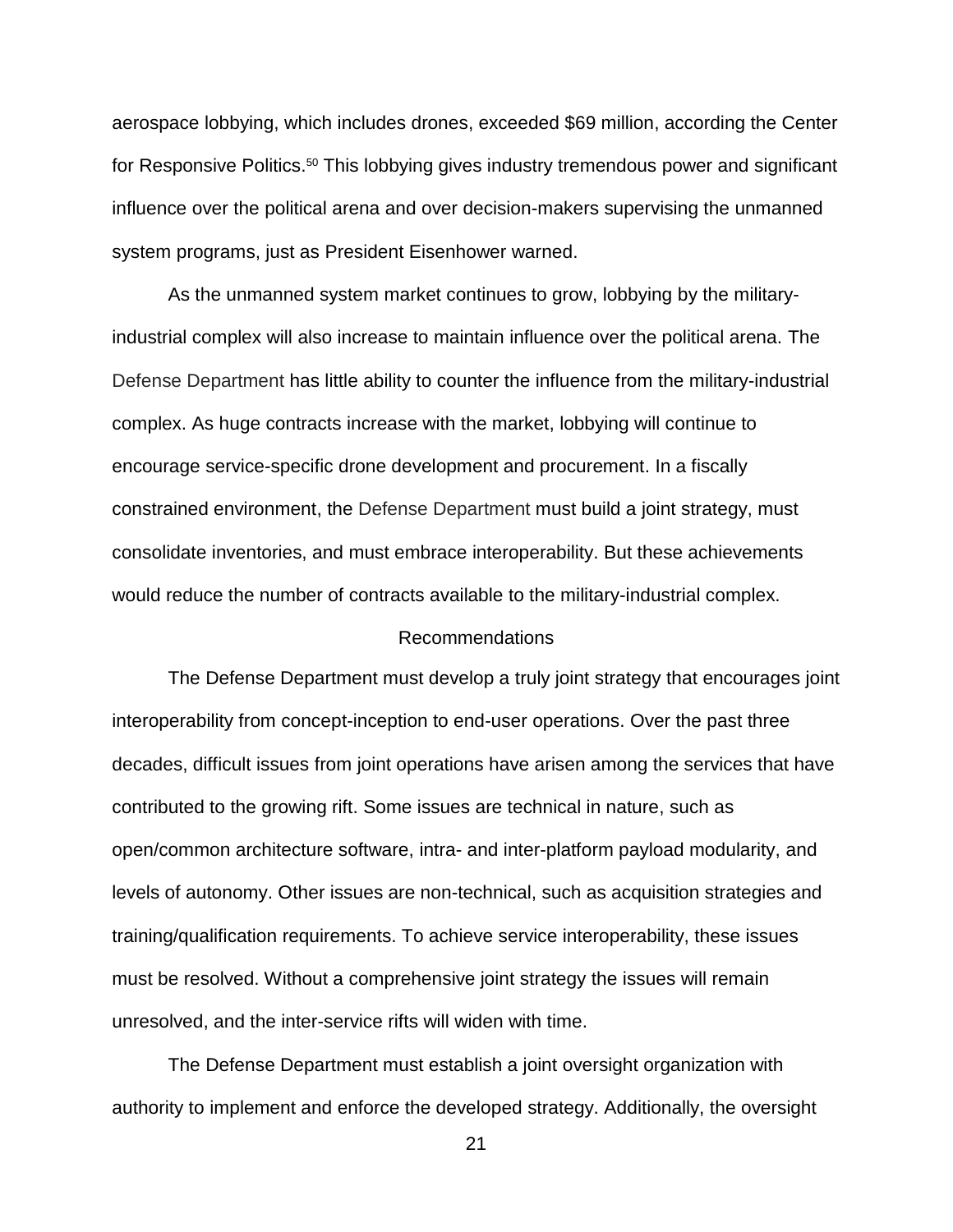aerospace lobbying, which includes drones, exceeded $69 million, according the Center for Responsive Politics.[50] This lobbying gives industry tremendous power and significant influence over the political arena and over decision-makers supervising the unmanned system programs, just as President Eisenhower warned.

As the unmanned system market continues to grow, lobbying by the military-industrial complex will also increase to maintain influence over the political arena. The Defense Department has little ability to counter the influence from the military-industrial complex. As huge contracts increase with the market, lobbying will continue to encourage service-specific drone development and procurement. In a fiscally constrained environment, the Defense Department must build a joint strategy, must consolidate inventories, and must embrace interoperability. But these achievements would reduce the number of contracts available to the military-industrial complex.

## Recommendations

The Defense Department must develop a truly joint strategy that encourages joint interoperability from concept-inception to end-user operations. Over the past three decades, difficult issues from joint operations have arisen among the services that have contributed to the growing rift. Some issues are technical in nature, such as open/common architecture software, intra- and inter-platform payload modularity, and levels of autonomy. Other issues are non-technical, such as acquisition strategies and training/qualification requirements. To achieve service interoperability, these issues must be resolved. Without a comprehensive joint strategy the issues will remain unresolved, and the inter-service rifts will widen with time.

The Defense Department must establish a joint oversight organization with authority to implement and enforce the developed strategy. Additionally, the oversight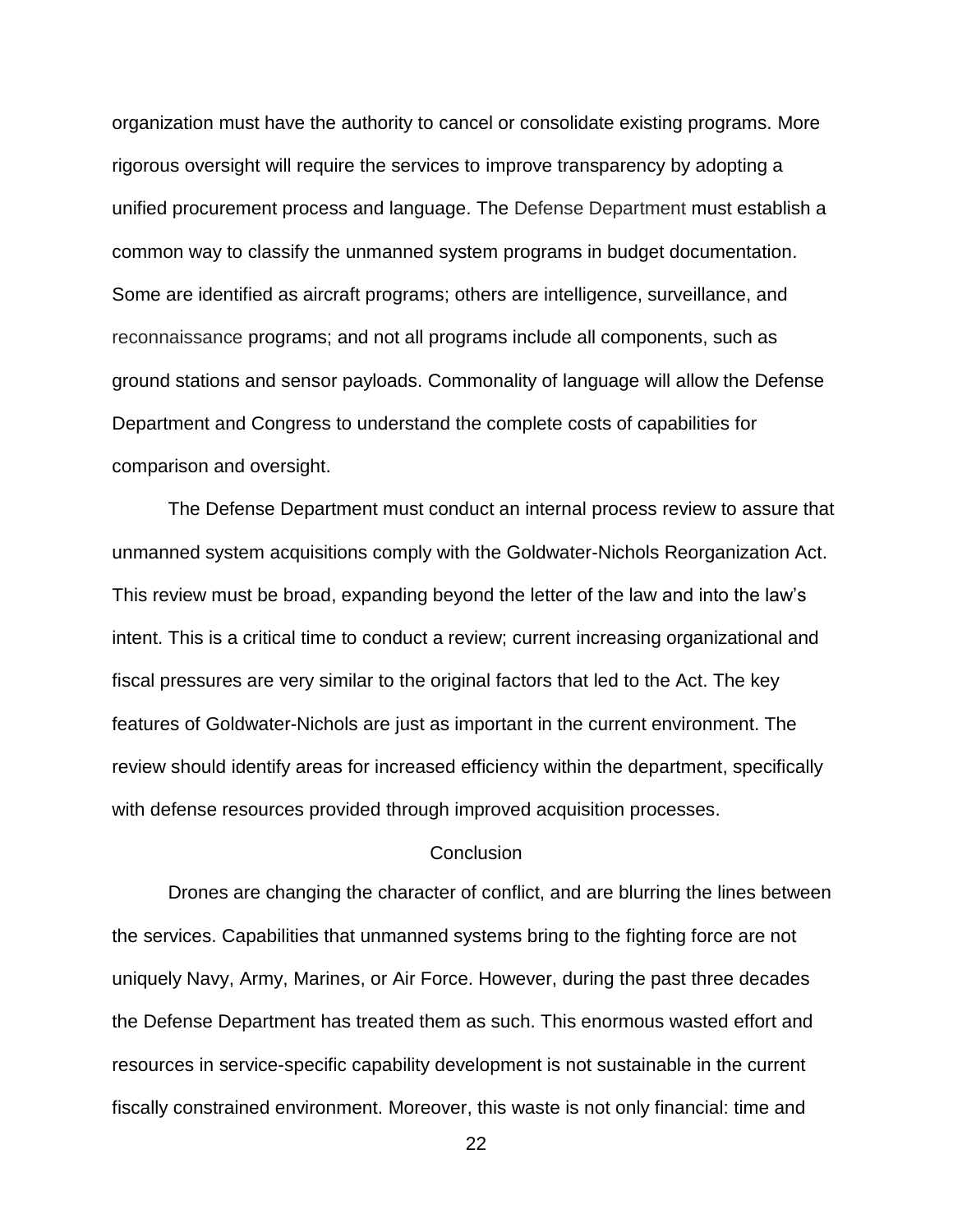organization must have the authority to cancel or consolidate existing programs. More rigorous oversight will require the services to improve transparency by adopting a unified procurement process and language. The Defense Department must establish a common way to classify the unmanned system programs in budget documentation. Some are identified as aircraft programs; others are intelligence, surveillance, and reconnaissance programs; and not all programs include all components, such as ground stations and sensor payloads. Commonality of language will allow the Defense Department and Congress to understand the complete costs of capabilities for comparison and oversight.

The Defense Department must conduct an internal process review to assure that unmanned system acquisitions comply with the Goldwater-Nichols Reorganization Act. This review must be broad, expanding beyond the letter of the law and into the law's intent. This is a critical time to conduct a review; current increasing organizational and fiscal pressures are very similar to the original factors that led to the Act. The key features of Goldwater-Nichols are just as important in the current environment. The review should identify areas for increased efficiency within the department, specifically with defense resources provided through improved acquisition processes.

## Conclusion

Drones are changing the character of conflict, and are blurring the lines between the services. Capabilities that unmanned systems bring to the fighting force are not uniquely Navy, Army, Marines, or Air Force. However, during the past three decades the Defense Department has treated them as such. This enormous wasted effort and resources in service-specific capability development is not sustainable in the current fiscally constrained environment. Moreover, this waste is not only financial: time and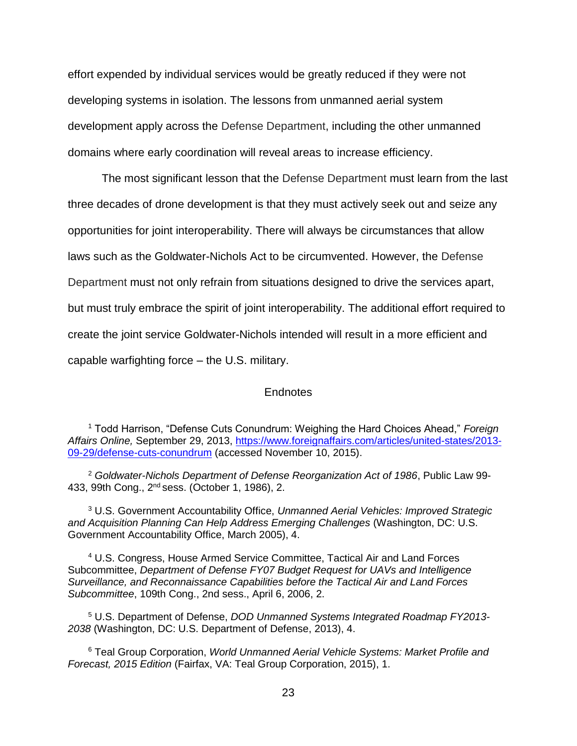effort expended by individual services would be greatly reduced if they were not developing systems in isolation. The lessons from unmanned aerial system development apply across the Defense Department, including the other unmanned domains where early coordination will reveal areas to increase efficiency.

The most significant lesson that the Defense Department must learn from the last three decades of drone development is that they must actively seek out and seize any opportunities for joint interoperability. There will always be circumstances that allow laws such as the Goldwater-Nichols Act to be circumvented. However, the Defense Department must not only refrain from situations designed to drive the services apart, but must truly embrace the spirit of joint interoperability. The additional effort required to create the joint service Goldwater-Nichols intended will result in a more efficient and capable warfighting force – the U.S. military.

## Endnotes

[1] Todd Harrison, "Defense Cuts Conundrum: Weighing the Hard Choices Ahead," *Foreign Affairs Online,* September 29, 2013, https://www.foreignaffairs.com/articles/united-states/2013-09-29/defense-cuts-conundrum (accessed November 10, 2015).

[2] *Goldwater-Nichols Department of Defense Reorganization Act of 1986*, Public Law 99-433, 99th Cong., 2nd sess. (October 1, 1986), 2.

[3] U.S. Government Accountability Office, *Unmanned Aerial Vehicles: Improved Strategic and Acquisition Planning Can Help Address Emerging Challenges* (Washington, DC: U.S. Government Accountability Office, March 2005), 4.

[4] U.S. Congress, House Armed Service Committee, Tactical Air and Land Forces Subcommittee, *Department of Defense FY07 Budget Request for UAVs and Intelligence Surveillance, and Reconnaissance Capabilities before the Tactical Air and Land Forces Subcommittee*, 109th Cong., 2nd sess., April 6, 2006, 2.

[5] U.S. Department of Defense, *DOD Unmanned Systems Integrated Roadmap FY2013-2038* (Washington, DC: U.S. Department of Defense, 2013), 4.

[6] Teal Group Corporation, *World Unmanned Aerial Vehicle Systems: Market Profile and Forecast, 2015 Edition* (Fairfax, VA: Teal Group Corporation, 2015), 1.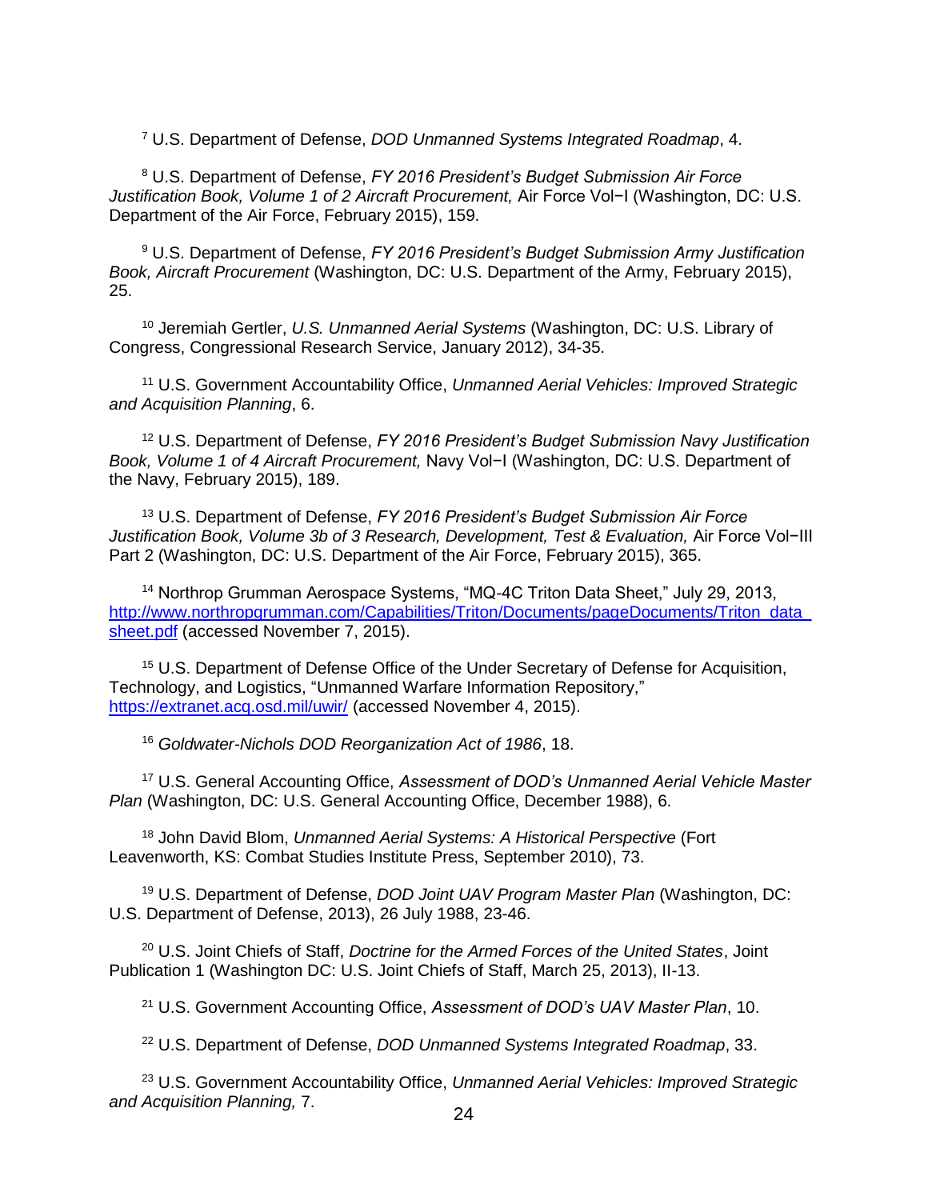[7] U.S. Department of Defense, *DOD Unmanned Systems Integrated Roadmap*, 4.

[8] U.S. Department of Defense, *FY 2016 President's Budget Submission Air Force Justification Book, Volume 1 of 2 Aircraft Procurement,* Air Force Vol−I (Washington, DC: U.S. Department of the Air Force, February 2015), 159.

[9] U.S. Department of Defense, *FY 2016 President's Budget Submission Army Justification Book, Aircraft Procurement* (Washington, DC: U.S. Department of the Army, February 2015), 25.

[10] Jeremiah Gertler, *U.S. Unmanned Aerial Systems* (Washington, DC: U.S. Library of Congress, Congressional Research Service, January 2012), 34-35.

[11] U.S. Government Accountability Office, *Unmanned Aerial Vehicles: Improved Strategic and Acquisition Planning*, 6.

[12] U.S. Department of Defense, *FY 2016 President's Budget Submission Navy Justification Book, Volume 1 of 4 Aircraft Procurement,* Navy Vol−I (Washington, DC: U.S. Department of the Navy, February 2015), 189.

[13] U.S. Department of Defense, *FY 2016 President's Budget Submission Air Force Justification Book, Volume 3b of 3 Research, Development, Test & Evaluation,* Air Force Vol−III Part 2 (Washington, DC: U.S. Department of the Air Force, February 2015), 365.

[14] Northrop Grumman Aerospace Systems, "MQ-4C Triton Data Sheet," July 29, 2013, http://www.northropgrumman.com/Capabilities/Triton/Documents/pageDocuments/Triton_data_sheet.pdf (accessed November 7, 2015).

[15] U.S. Department of Defense Office of the Under Secretary of Defense for Acquisition, Technology, and Logistics, "Unmanned Warfare Information Repository," https://extranet.acq.osd.mil/uwir/ (accessed November 4, 2015).

[16] *Goldwater-Nichols DOD Reorganization Act of 1986*, 18.

[17] U.S. General Accounting Office, *Assessment of DOD's Unmanned Aerial Vehicle Master Plan* (Washington, DC: U.S. General Accounting Office, December 1988), 6.

[18] John David Blom, *Unmanned Aerial Systems: A Historical Perspective* (Fort Leavenworth, KS: Combat Studies Institute Press, September 2010), 73.

[19] U.S. Department of Defense, *DOD Joint UAV Program Master Plan* (Washington, DC: U.S. Department of Defense, 2013), 26 July 1988, 23-46.

[20] U.S. Joint Chiefs of Staff, *Doctrine for the Armed Forces of the United States*, Joint Publication 1 (Washington DC: U.S. Joint Chiefs of Staff, March 25, 2013), II-13.

[21] U.S. Government Accounting Office, *Assessment of DOD's UAV Master Plan*, 10.

[22] U.S. Department of Defense, *DOD Unmanned Systems Integrated Roadmap*, 33.

[23] U.S. Government Accountability Office, *Unmanned Aerial Vehicles: Improved Strategic and Acquisition Planning,* 7.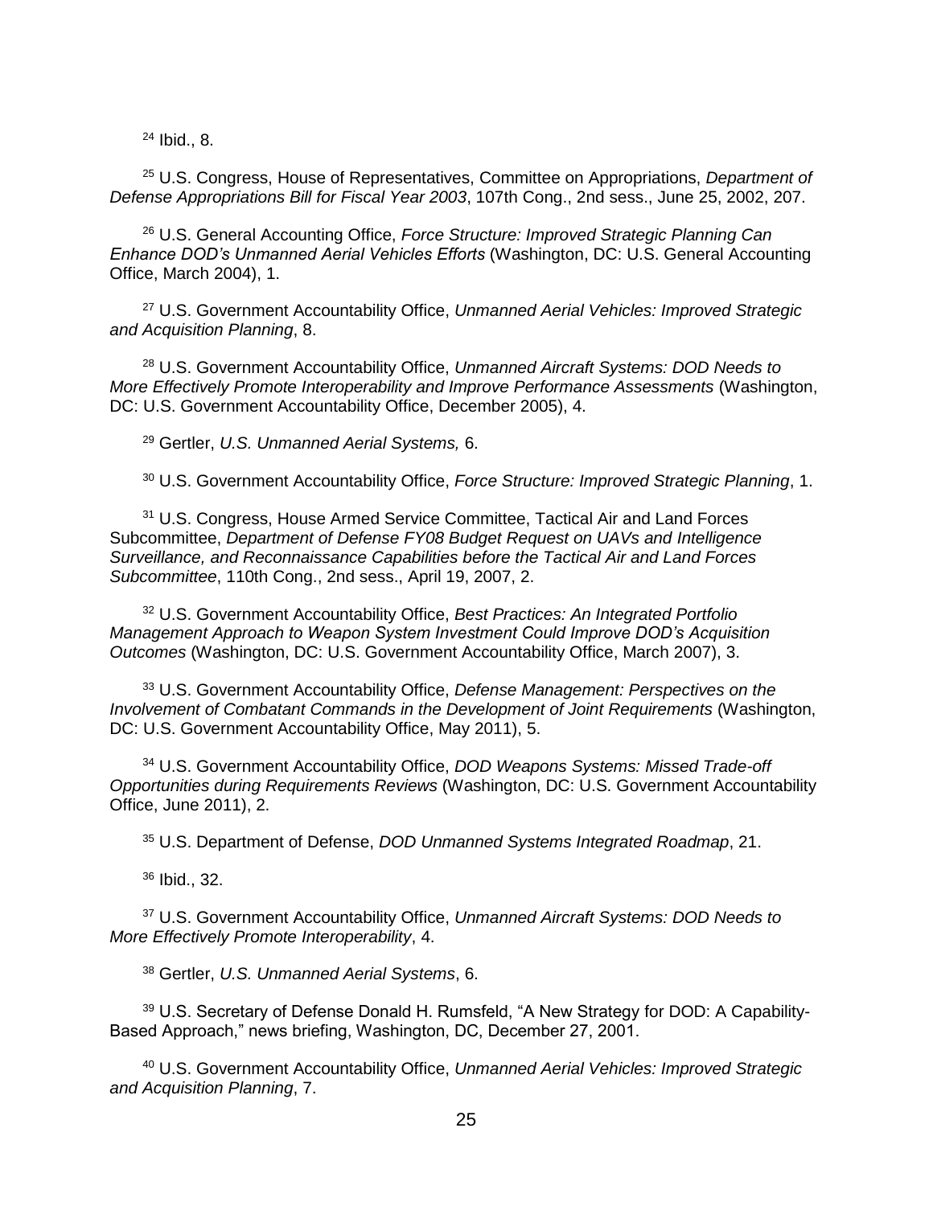[24] Ibid., 8.

[25] U.S. Congress, House of Representatives, Committee on Appropriations, *Department of Defense Appropriations Bill for Fiscal Year 2003*, 107th Cong., 2nd sess., June 25, 2002, 207.

[26] U.S. General Accounting Office, *Force Structure: Improved Strategic Planning Can Enhance DOD's Unmanned Aerial Vehicles Efforts* (Washington, DC: U.S. General Accounting Office, March 2004), 1.

[27] U.S. Government Accountability Office, *Unmanned Aerial Vehicles: Improved Strategic and Acquisition Planning*, 8.

[28] U.S. Government Accountability Office, *Unmanned Aircraft Systems: DOD Needs to More Effectively Promote Interoperability and Improve Performance Assessments* (Washington, DC: U.S. Government Accountability Office, December 2005), 4.

[29] Gertler, *U.S. Unmanned Aerial Systems,* 6.

[30] U.S. Government Accountability Office, *Force Structure: Improved Strategic Planning*, 1.

[31] U.S. Congress, House Armed Service Committee, Tactical Air and Land Forces Subcommittee, *Department of Defense FY08 Budget Request on UAVs and Intelligence Surveillance, and Reconnaissance Capabilities before the Tactical Air and Land Forces Subcommittee*, 110th Cong., 2nd sess., April 19, 2007, 2.

[32] U.S. Government Accountability Office, *Best Practices: An Integrated Portfolio Management Approach to Weapon System Investment Could Improve DOD's Acquisition Outcomes* (Washington, DC: U.S. Government Accountability Office, March 2007), 3.

[33] U.S. Government Accountability Office, *Defense Management: Perspectives on the Involvement of Combatant Commands in the Development of Joint Requirements* (Washington, DC: U.S. Government Accountability Office, May 2011), 5.

[34] U.S. Government Accountability Office, *DOD Weapons Systems: Missed Trade-off Opportunities during Requirements Reviews* (Washington, DC: U.S. Government Accountability Office, June 2011), 2.

[35] U.S. Department of Defense, *DOD Unmanned Systems Integrated Roadmap*, 21.

[36] Ibid., 32.

[37] U.S. Government Accountability Office, *Unmanned Aircraft Systems: DOD Needs to More Effectively Promote Interoperability*, 4.

[38] Gertler, *U.S. Unmanned Aerial Systems*, 6.

[39] U.S. Secretary of Defense Donald H. Rumsfeld, "A New Strategy for DOD: A Capability-Based Approach," news briefing, Washington, DC, December 27, 2001.

[40] U.S. Government Accountability Office, *Unmanned Aerial Vehicles: Improved Strategic and Acquisition Planning*, 7.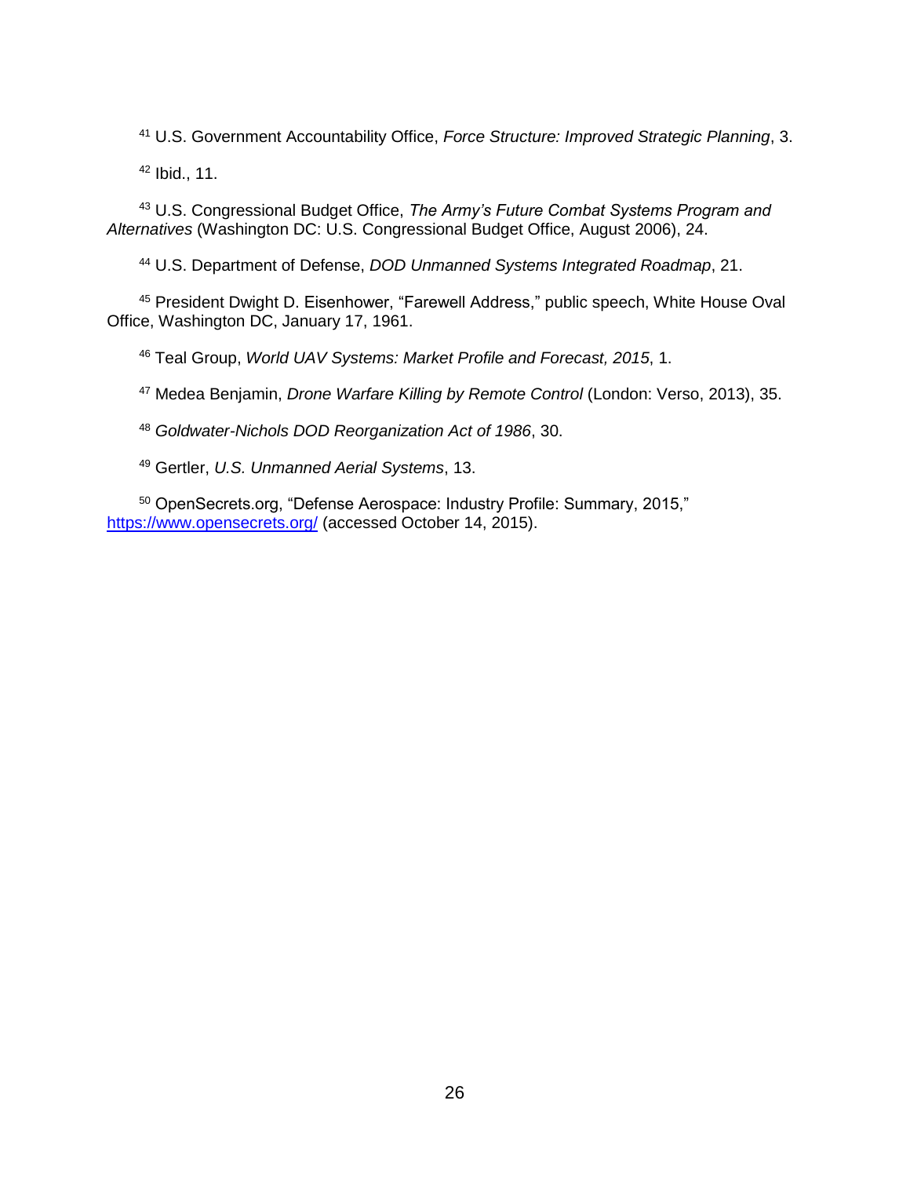[41] U.S. Government Accountability Office, *Force Structure: Improved Strategic Planning*, 3.

[42] Ibid., 11.

[43] U.S. Congressional Budget Office, *The Army's Future Combat Systems Program and Alternatives* (Washington DC: U.S. Congressional Budget Office, August 2006), 24.

[44] U.S. Department of Defense, *DOD Unmanned Systems Integrated Roadmap*, 21.

[45] President Dwight D. Eisenhower, "Farewell Address," public speech, White House Oval Office, Washington DC, January 17, 1961.

[46] Teal Group, *World UAV Systems: Market Profile and Forecast, 2015*, 1.

[47] Medea Benjamin, *Drone Warfare Killing by Remote Control* (London: Verso, 2013), 35.

[48] *Goldwater-Nichols DOD Reorganization Act of 1986*, 30.

[49] Gertler, *U.S. Unmanned Aerial Systems*, 13.

[50] OpenSecrets.org, "Defense Aerospace: Industry Profile: Summary, 2015," https://www.opensecrets.org/ (accessed October 14, 2015).